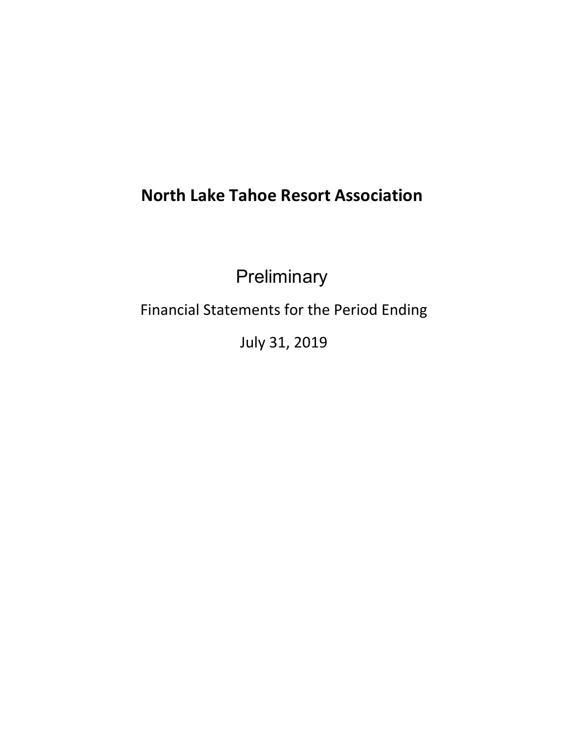# North Lake Tahoe Resort Association

Preliminary

Financial Statements for the Period Ending

July 31, 2019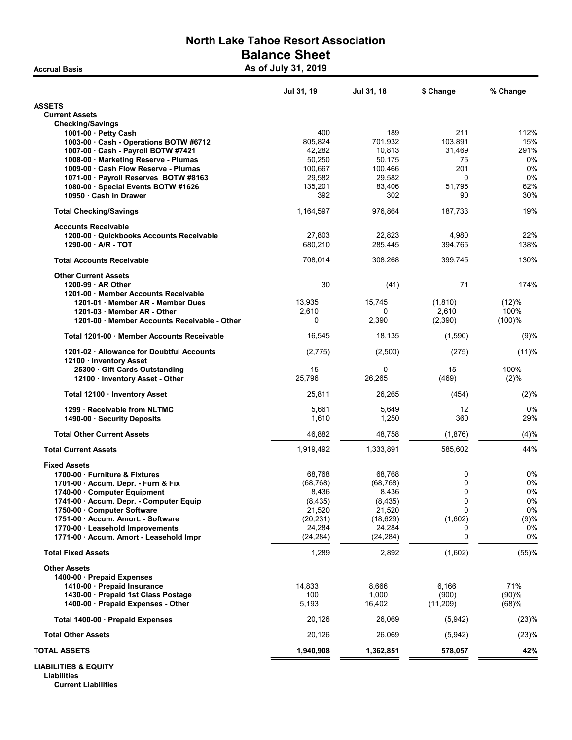# North Lake Tahoe Resort Association

## Balance Sheet

**Accrual Basis** — **As of July 31, 2019**

| | Jul 31, 19 | Jul 31, 18 | $ Change | % Change |
|---|---|---|---|---|
| **ASSETS** | | | | |
| **Current Assets** | | | | |
| **Checking/Savings** | | | | |
| **1001-00 · Petty Cash** | 400 | 189 | 211 | 112% |
| **1003-00 · Cash - Operations BOTW #6712** | 805,824 | 701,932 | 103,891 | 15% |
| **1007-00 · Cash - Payroll BOTW #7421** | 42,282 | 10,813 | 31,469 | 291% |
| **1008-00 · Marketing Reserve - Plumas** | 50,250 | 50,175 | 75 | 0% |
| **1009-00 · Cash Flow Reserve - Plumas** | 100,667 | 100,466 | 201 | 0% |
| **1071-00 · Payroll Reserves BOTW #8163** | 29,582 | 29,582 | 0 | 0% |
| **1080-00 · Special Events BOTW #1626** | 135,201 | 83,406 | 51,795 | 62% |
| **10950 · Cash in Drawer** | 392 | 302 | 90 | 30% |
| **Total Checking/Savings** | 1,164,597 | 976,864 | 187,733 | 19% |
| **Accounts Receivable** | | | | |
| **1200-00 · Quickbooks Accounts Receivable** | 27,803 | 22,823 | 4,980 | 22% |
| **1290-00 · A/R - TOT** | 680,210 | 285,445 | 394,765 | 138% |
| **Total Accounts Receivable** | 708,014 | 308,268 | 399,745 | 130% |
| **Other Current Assets** | | | | |
| **1200-99 · AR Other** | 30 | (41) | 71 | 174% |
| **1201-00 · Member Accounts Receivable** | | | | |
| **1201-01 · Member AR - Member Dues** | 13,935 | 15,745 | (1,810) | (12)% |
| **1201-03 · Member AR - Other** | 2,610 | 0 | 2,610 | 100% |
| **1201-00 · Member Accounts Receivable - Other** | 0 | 2,390 | (2,390) | (100)% |
| **Total 1201-00 · Member Accounts Receivable** | 16,545 | 18,135 | (1,590) | (9)% |
| **1201-02 · Allowance for Doubtful Accounts** | (2,775) | (2,500) | (275) | (11)% |
| **12100 · Inventory Asset** | | | | |
| **25300 · Gift Cards Outstanding** | 15 | 0 | 15 | 100% |
| **12100 · Inventory Asset - Other** | 25,796 | 26,265 | (469) | (2)% |
| **Total 12100 · Inventory Asset** | 25,811 | 26,265 | (454) | (2)% |
| **1299 · Receivable from NLTMC** | 5,661 | 5,649 | 12 | 0% |
| **1490-00 · Security Deposits** | 1,610 | 1,250 | 360 | 29% |
| **Total Other Current Assets** | 46,882 | 48,758 | (1,876) | (4)% |
| **Total Current Assets** | 1,919,492 | 1,333,891 | 585,602 | 44% |
| **Fixed Assets** | | | | |
| **1700-00 · Furniture & Fixtures** | 68,768 | 68,768 | 0 | 0% |
| **1701-00 · Accum. Depr. - Furn & Fix** | (68,768) | (68,768) | 0 | 0% |
| **1740-00 · Computer Equipment** | 8,436 | 8,436 | 0 | 0% |
| **1741-00 · Accum. Depr. - Computer Equip** | (8,435) | (8,435) | 0 | 0% |
| **1750-00 · Computer Software** | 21,520 | 21,520 | 0 | 0% |
| **1751-00 · Accum. Amort. - Software** | (20,231) | (18,629) | (1,602) | (9)% |
| **1770-00 · Leasehold Improvements** | 24,284 | 24,284 | 0 | 0% |
| **1771-00 · Accum. Amort - Leasehold Impr** | (24,284) | (24,284) | 0 | 0% |
| **Total Fixed Assets** | 1,289 | 2,892 | (1,602) | (55)% |
| **Other Assets** | | | | |
| **1400-00 · Prepaid Expenses** | | | | |
| **1410-00 · Prepaid Insurance** | 14,833 | 8,666 | 6,166 | 71% |
| **1430-00 · Prepaid 1st Class Postage** | 100 | 1,000 | (900) | (90)% |
| **1400-00 · Prepaid Expenses - Other** | 5,193 | 16,402 | (11,209) | (68)% |
| **Total 1400-00 · Prepaid Expenses** | 20,126 | 26,069 | (5,942) | (23)% |
| **Total Other Assets** | 20,126 | 26,069 | (5,942) | (23)% |
| **TOTAL ASSETS** | **1,940,908** | **1,362,851** | **578,057** | **42%** |
| **LIABILITIES & EQUITY** | | | | |
| **Liabilities** | | | | |
| **Current Liabilities** | | | | |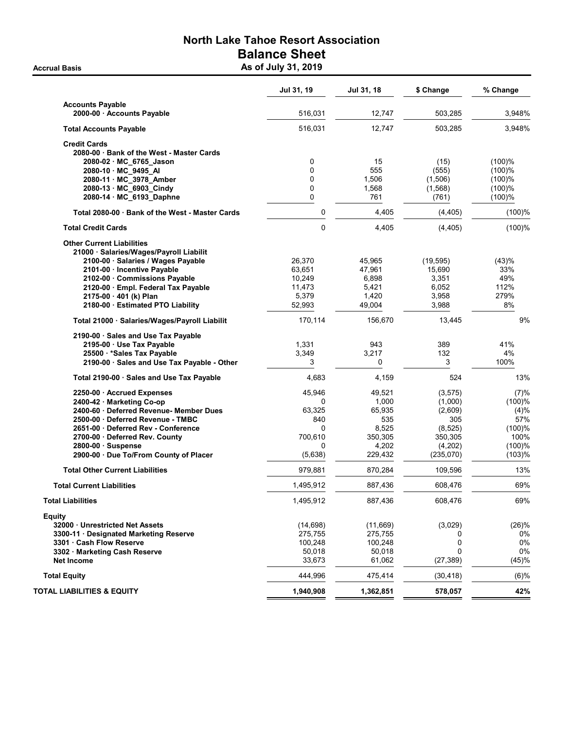# North Lake Tahoe Resort Association

## Balance Sheet

**Accrual Basis** — **As of July 31, 2019**

| | Jul 31, 19 | Jul 31, 18 | $ Change | % Change |
|---|---|---|---|---|
| **Accounts Payable** | | | | |
| **2000-00 · Accounts Payable** | 516,031 | 12,747 | 503,285 | 3,948% |
| **Total Accounts Payable** | 516,031 | 12,747 | 503,285 | 3,948% |
| **Credit Cards** | | | | |
| **2080-00 · Bank of the West - Master Cards** | | | | |
| **2080-02 · MC_6765_Jason** | 0 | 15 | (15) | (100)% |
| **2080-10 · MC_9495_Al** | 0 | 555 | (555) | (100)% |
| **2080-11 · MC_3978_Amber** | 0 | 1,506 | (1,506) | (100)% |
| **2080-13 · MC_6903_Cindy** | 0 | 1,568 | (1,568) | (100)% |
| **2080-14 · MC_6193_Daphne** | 0 | 761 | (761) | (100)% |
| **Total 2080-00 · Bank of the West - Master Cards** | 0 | 4,405 | (4,405) | (100)% |
| **Total Credit Cards** | 0 | 4,405 | (4,405) | (100)% |
| **Other Current Liabilities** | | | | |
| **21000 · Salaries/Wages/Payroll Liabilit** | | | | |
| **2100-00 · Salaries / Wages Payable** | 26,370 | 45,965 | (19,595) | (43)% |
| **2101-00 · Incentive Payable** | 63,651 | 47,961 | 15,690 | 33% |
| **2102-00 · Commissions Payable** | 10,249 | 6,898 | 3,351 | 49% |
| **2120-00 · Empl. Federal Tax Payable** | 11,473 | 5,421 | 6,052 | 112% |
| **2175-00 · 401 (k) Plan** | 5,379 | 1,420 | 3,958 | 279% |
| **2180-00 · Estimated PTO Liability** | 52,993 | 49,004 | 3,988 | 8% |
| **Total 21000 · Salaries/Wages/Payroll Liabilit** | 170,114 | 156,670 | 13,445 | 9% |
| **2190-00 · Sales and Use Tax Payable** | | | | |
| **2195-00 · Use Tax Payable** | 1,331 | 943 | 389 | 41% |
| **25500 · *Sales Tax Payable** | 3,349 | 3,217 | 132 | 4% |
| **2190-00 · Sales and Use Tax Payable - Other** | 3 | 0 | 3 | 100% |
| **Total 2190-00 · Sales and Use Tax Payable** | 4,683 | 4,159 | 524 | 13% |
| **2250-00 · Accrued Expenses** | 45,946 | 49,521 | (3,575) | (7)% |
| **2400-42 · Marketing Co-op** | 0 | 1,000 | (1,000) | (100)% |
| **2400-60 · Deferred Revenue- Member Dues** | 63,325 | 65,935 | (2,609) | (4)% |
| **2500-00 · Deferred Revenue - TMBC** | 840 | 535 | 305 | 57% |
| **2651-00 · Deferred Rev - Conference** | 0 | 8,525 | (8,525) | (100)% |
| **2700-00 · Deferred Rev. County** | 700,610 | 350,305 | 350,305 | 100% |
| **2800-00 · Suspense** | 0 | 4,202 | (4,202) | (100)% |
| **2900-00 · Due To/From County of Placer** | (5,638) | 229,432 | (235,070) | (103)% |
| **Total Other Current Liabilities** | 979,881 | 870,284 | 109,596 | 13% |
| **Total Current Liabilities** | 1,495,912 | 887,436 | 608,476 | 69% |
| **Total Liabilities** | 1,495,912 | 887,436 | 608,476 | 69% |
| **Equity** | | | | |
| **32000 · Unrestricted Net Assets** | (14,698) | (11,669) | (3,029) | (26)% |
| **3300-11 · Designated Marketing Reserve** | 275,755 | 275,755 | 0 | 0% |
| **3301 · Cash Flow Reserve** | 100,248 | 100,248 | 0 | 0% |
| **3302 · Marketing Cash Reserve** | 50,018 | 50,018 | 0 | 0% |
| **Net Income** | 33,673 | 61,062 | (27,389) | (45)% |
| **Total Equity** | 444,996 | 475,414 | (30,418) | (6)% |
| **TOTAL LIABILITIES & EQUITY** | **1,940,908** | **1,362,851** | **578,057** | **42%** |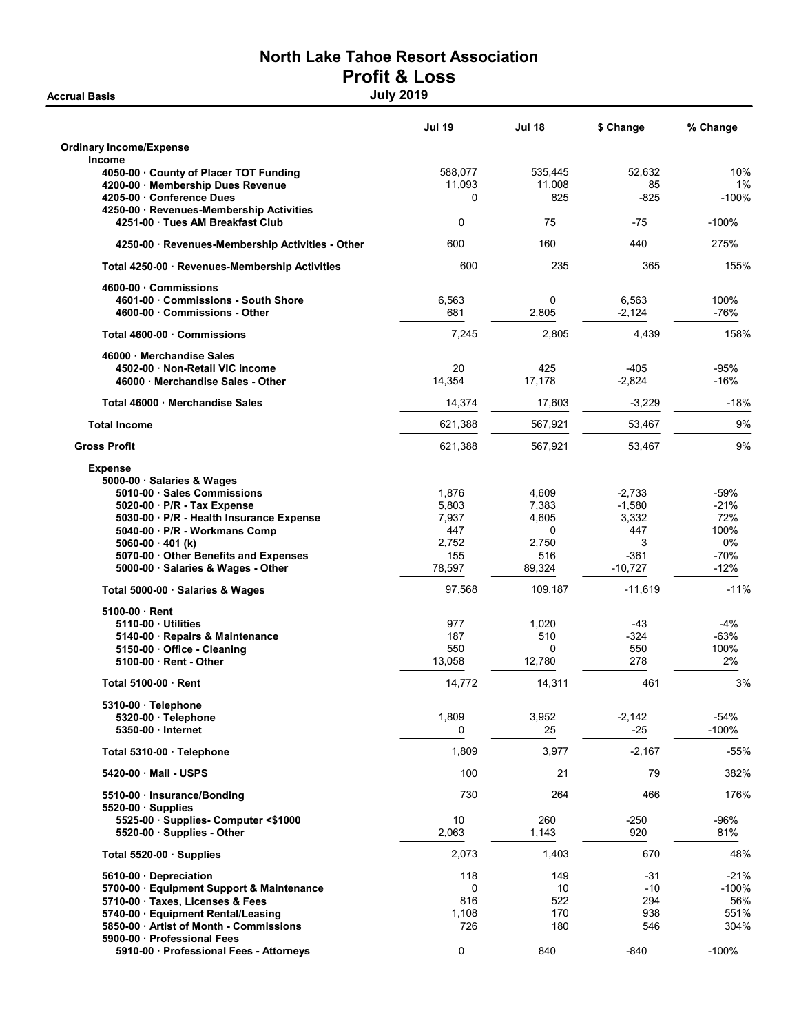# North Lake Tahoe Resort Association
## Profit & Loss
### July 2019

Accrual Basis

| | Jul 19 | Jul 18 | $ Change | % Change |
|---|---|---|---|---|
| **Ordinary Income/Expense** | | | | |
| **Income** | | | | |
| 4050-00 · County of Placer TOT Funding | 588,077 | 535,445 | 52,632 | 10% |
| 4200-00 · Membership Dues Revenue | 11,093 | 11,008 | 85 | 1% |
| 4205-00 · Conference Dues | 0 | 825 | -825 | -100% |
| 4250-00 · Revenues-Membership Activities | | | | |
| 4251-00 · Tues AM Breakfast Club | 0 | 75 | -75 | -100% |
| 4250-00 · Revenues-Membership Activities - Other | 600 | 160 | 440 | 275% |
| Total 4250-00 · Revenues-Membership Activities | 600 | 235 | 365 | 155% |
| 4600-00 · Commissions | | | | |
| 4601-00 · Commissions - South Shore | 6,563 | 0 | 6,563 | 100% |
| 4600-00 · Commissions - Other | 681 | 2,805 | -2,124 | -76% |
| Total 4600-00 · Commissions | 7,245 | 2,805 | 4,439 | 158% |
| 46000 · Merchandise Sales | | | | |
| 4502-00 · Non-Retail VIC income | 20 | 425 | -405 | -95% |
| 46000 · Merchandise Sales - Other | 14,354 | 17,178 | -2,824 | -16% |
| Total 46000 · Merchandise Sales | 14,374 | 17,603 | -3,229 | -18% |
| **Total Income** | 621,388 | 567,921 | 53,467 | 9% |
| **Gross Profit** | 621,388 | 567,921 | 53,467 | 9% |
| **Expense** | | | | |
| 5000-00 · Salaries & Wages | | | | |
| 5010-00 · Sales Commissions | 1,876 | 4,609 | -2,733 | -59% |
| 5020-00 · P/R - Tax Expense | 5,803 | 7,383 | -1,580 | -21% |
| 5030-00 · P/R - Health Insurance Expense | 7,937 | 4,605 | 3,332 | 72% |
| 5040-00 · P/R - Workmans Comp | 447 | 0 | 447 | 100% |
| 5060-00 · 401 (k) | 2,752 | 2,750 | 3 | 0% |
| 5070-00 · Other Benefits and Expenses | 155 | 516 | -361 | -70% |
| 5000-00 · Salaries & Wages - Other | 78,597 | 89,324 | -10,727 | -12% |
| Total 5000-00 · Salaries & Wages | 97,568 | 109,187 | -11,619 | -11% |
| 5100-00 · Rent | | | | |
| 5110-00 · Utilities | 977 | 1,020 | -43 | -4% |
| 5140-00 · Repairs & Maintenance | 187 | 510 | -324 | -63% |
| 5150-00 · Office - Cleaning | 550 | 0 | 550 | 100% |
| 5100-00 · Rent - Other | 13,058 | 12,780 | 278 | 2% |
| Total 5100-00 · Rent | 14,772 | 14,311 | 461 | 3% |
| 5310-00 · Telephone | | | | |
| 5320-00 · Telephone | 1,809 | 3,952 | -2,142 | -54% |
| 5350-00 · Internet | 0 | 25 | -25 | -100% |
| Total 5310-00 · Telephone | 1,809 | 3,977 | -2,167 | -55% |
| 5420-00 · Mail - USPS | 100 | 21 | 79 | 382% |
| 5510-00 · Insurance/Bonding | 730 | 264 | 466 | 176% |
| 5520-00 · Supplies | | | | |
| 5525-00 · Supplies- Computer <$1000 | 10 | 260 | -250 | -96% |
| 5520-00 · Supplies - Other | 2,063 | 1,143 | 920 | 81% |
| Total 5520-00 · Supplies | 2,073 | 1,403 | 670 | 48% |
| 5610-00 · Depreciation | 118 | 149 | -31 | -21% |
| 5700-00 · Equipment Support & Maintenance | 0 | 10 | -10 | -100% |
| 5710-00 · Taxes, Licenses & Fees | 816 | 522 | 294 | 56% |
| 5740-00 · Equipment Rental/Leasing | 1,108 | 170 | 938 | 551% |
| 5850-00 · Artist of Month - Commissions | 726 | 180 | 546 | 304% |
| 5900-00 · Professional Fees | | | | |
| 5910-00 · Professional Fees - Attorneys | 0 | 840 | -840 | -100% |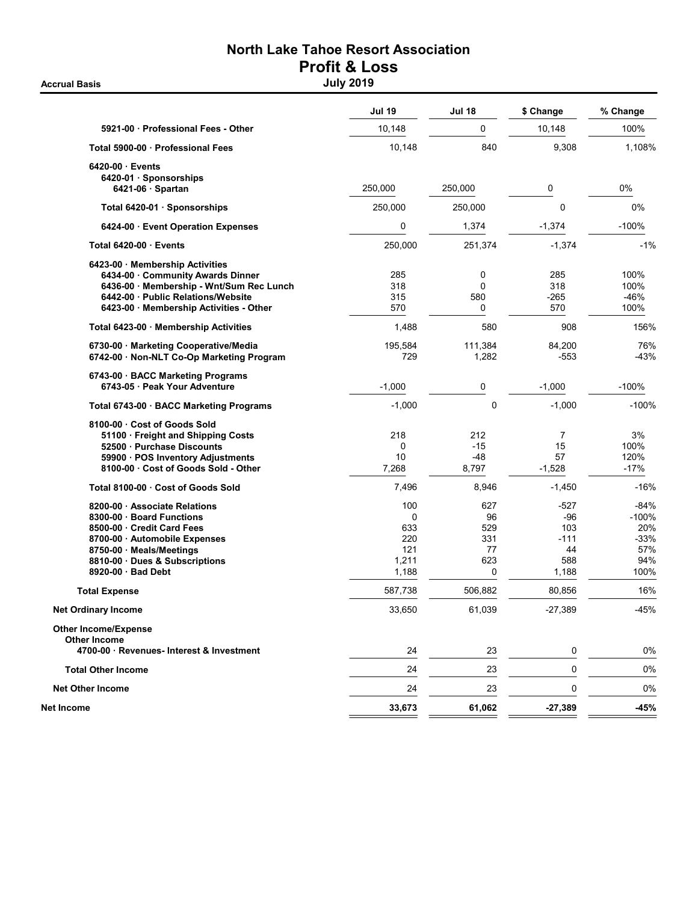# North Lake Tahoe Resort Association
## Profit & Loss
### July 2019

Accrual Basis

| | Jul 19 | Jul 18 | $ Change | % Change |
|---|---|---|---|---|
| 5921-00 · Professional Fees - Other | 10,148 | 0 | 10,148 | 100% |
| **Total 5900-00 · Professional Fees** | 10,148 | 840 | 9,308 | 1,108% |
| **6420-00 · Events** | | | | |
| **6420-01 · Sponsorships** | | | | |
| **6421-06 · Spartan** | 250,000 | 250,000 | 0 | 0% |
| **Total 6420-01 · Sponsorships** | 250,000 | 250,000 | 0 | 0% |
| **6424-00 · Event Operation Expenses** | 0 | 1,374 | -1,374 | -100% |
| **Total 6420-00 · Events** | 250,000 | 251,374 | -1,374 | -1% |
| **6423-00 · Membership Activities** | | | | |
| 6434-00 · Community Awards Dinner | 285 | 0 | 285 | 100% |
| 6436-00 · Membership - Wnt/Sum Rec Lunch | 318 | 0 | 318 | 100% |
| 6442-00 · Public Relations/Website | 315 | 580 | -265 | -46% |
| 6423-00 · Membership Activities - Other | 570 | 0 | 570 | 100% |
| **Total 6423-00 · Membership Activities** | 1,488 | 580 | 908 | 156% |
| **6730-00 · Marketing Cooperative/Media** | 195,584 | 111,384 | 84,200 | 76% |
| **6742-00 · Non-NLT Co-Op Marketing Program** | 729 | 1,282 | -553 | -43% |
| **6743-00 · BACC Marketing Programs** | | | | |
| 6743-05 · Peak Your Adventure | -1,000 | 0 | -1,000 | -100% |
| **Total 6743-00 · BACC Marketing Programs** | -1,000 | 0 | -1,000 | -100% |
| **8100-00 · Cost of Goods Sold** | | | | |
| 51100 · Freight and Shipping Costs | 218 | 212 | 7 | 3% |
| 52500 · Purchase Discounts | 0 | -15 | 15 | 100% |
| 59900 · POS Inventory Adjustments | 10 | -48 | 57 | 120% |
| 8100-00 · Cost of Goods Sold - Other | 7,268 | 8,797 | -1,528 | -17% |
| **Total 8100-00 · Cost of Goods Sold** | 7,496 | 8,946 | -1,450 | -16% |
| **8200-00 · Associate Relations** | 100 | 627 | -527 | -84% |
| **8300-00 · Board Functions** | 0 | 96 | -96 | -100% |
| **8500-00 · Credit Card Fees** | 633 | 529 | 103 | 20% |
| **8700-00 · Automobile Expenses** | 220 | 331 | -111 | -33% |
| **8750-00 · Meals/Meetings** | 121 | 77 | 44 | 57% |
| **8810-00 · Dues & Subscriptions** | 1,211 | 623 | 588 | 94% |
| **8920-00 · Bad Debt** | 1,188 | 0 | 1,188 | 100% |
| **Total Expense** | 587,738 | 506,882 | 80,856 | 16% |
| **Net Ordinary Income** | 33,650 | 61,039 | -27,389 | -45% |
| **Other Income/Expense** | | | | |
| **Other Income** | | | | |
| **4700-00 · Revenues- Interest & Investment** | 24 | 23 | 0 | 0% |
| **Total Other Income** | 24 | 23 | 0 | 0% |
| **Net Other Income** | 24 | 23 | 0 | 0% |
| **Net Income** | **33,673** | **61,062** | **-27,389** | **-45%** |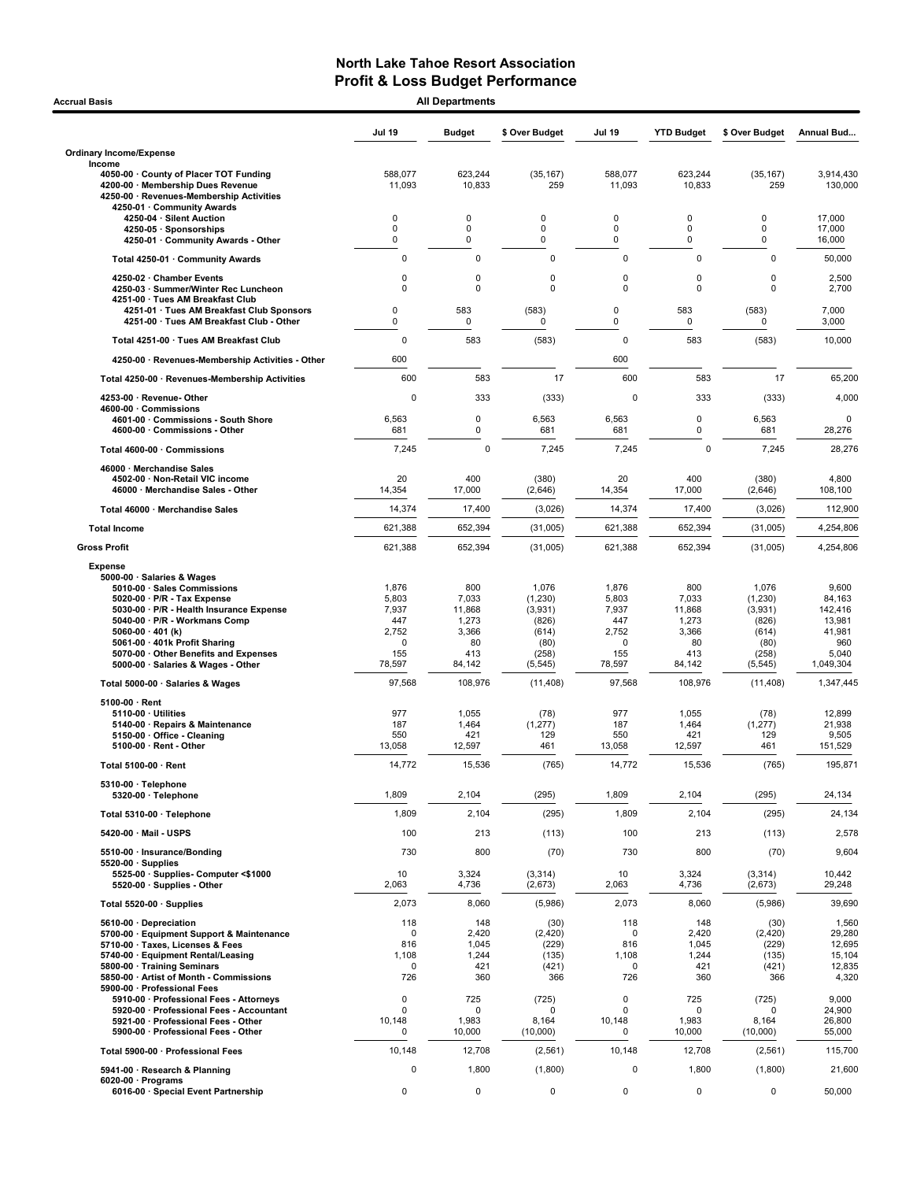# North Lake Tahoe Resort Association
## Profit & Loss Budget Performance

**Accrual Basis** — **All Departments**

| | Jul 19 | Budget | $ Over Budget | Jul 19 | YTD Budget | $ Over Budget | Annual Bud... |
|---|---|---|---|---|---|---|---|
| **Ordinary Income/Expense** | | | | | | | |
| **Income** | | | | | | | |
| 4050-00 · County of Placer TOT Funding | 588,077 | 623,244 | (35,167) | 588,077 | 623,244 | (35,167) | 3,914,430 |
| 4200-00 · Membership Dues Revenue | 11,093 | 10,833 | 259 | 11,093 | 10,833 | 259 | 130,000 |
| 4250-00 · Revenues-Membership Activities | | | | | | | |
| 4250-01 · Community Awards | | | | | | | |
| 4250-04 · Silent Auction | 0 | 0 | 0 | 0 | 0 | 0 | 17,000 |
| 4250-05 · Sponsorships | 0 | 0 | 0 | 0 | 0 | 0 | 17,000 |
| 4250-01 · Community Awards - Other | 0 | 0 | 0 | 0 | 0 | 0 | 16,000 |
| Total 4250-01 · Community Awards | 0 | 0 | 0 | 0 | 0 | 0 | 50,000 |
| 4250-02 · Chamber Events | 0 | 0 | 0 | 0 | 0 | 0 | 2,500 |
| 4250-03 · Summer/Winter Rec Luncheon | 0 | 0 | 0 | 0 | 0 | 0 | 2,700 |
| 4251-00 · Tues AM Breakfast Club | | | | | | | |
| 4251-01 · Tues AM Breakfast Club Sponsors | 0 | 583 | (583) | 0 | 583 | (583) | 7,000 |
| 4251-00 · Tues AM Breakfast Club - Other | 0 | 0 | 0 | 0 | 0 | 0 | 3,000 |
| Total 4251-00 · Tues AM Breakfast Club | 0 | 583 | (583) | 0 | 583 | (583) | 10,000 |
| 4250-00 · Revenues-Membership Activities - Other | 600 | | | 600 | | | |
| Total 4250-00 · Revenues-Membership Activities | 600 | 583 | 17 | 600 | 583 | 17 | 65,200 |
| 4253-00 · Revenue- Other | 0 | 333 | (333) | 0 | 333 | (333) | 4,000 |
| 4600-00 · Commissions | | | | | | | |
| 4601-00 · Commissions - South Shore | 6,563 | 0 | 6,563 | 6,563 | 0 | 6,563 | 0 |
| 4600-00 · Commissions - Other | 681 | 0 | 681 | 681 | 0 | 681 | 28,276 |
| Total 4600-00 · Commissions | 7,245 | 0 | 7,245 | 7,245 | 0 | 7,245 | 28,276 |
| 46000 · Merchandise Sales | | | | | | | |
| 4502-00 · Non-Retail VIC income | 20 | 400 | (380) | 20 | 400 | (380) | 4,800 |
| 46000 · Merchandise Sales - Other | 14,354 | 17,000 | (2,646) | 14,354 | 17,000 | (2,646) | 108,100 |
| Total 46000 · Merchandise Sales | 14,374 | 17,400 | (3,026) | 14,374 | 17,400 | (3,026) | 112,900 |
| **Total Income** | 621,388 | 652,394 | (31,005) | 621,388 | 652,394 | (31,005) | 4,254,806 |
| **Gross Profit** | 621,388 | 652,394 | (31,005) | 621,388 | 652,394 | (31,005) | 4,254,806 |
| **Expense** | | | | | | | |
| 5000-00 · Salaries & Wages | | | | | | | |
| 5010-00 · Sales Commissions | 1,876 | 800 | 1,076 | 1,876 | 800 | 1,076 | 9,600 |
| 5020-00 · P/R - Tax Expense | 5,803 | 7,033 | (1,230) | 5,803 | 7,033 | (1,230) | 84,163 |
| 5030-00 · P/R - Health Insurance Expense | 7,937 | 11,868 | (3,931) | 7,937 | 11,868 | (3,931) | 142,416 |
| 5040-00 · P/R - Workmans Comp | 447 | 1,273 | (826) | 447 | 1,273 | (826) | 13,981 |
| 5060-00 · 401 (k) | 2,752 | 3,366 | (614) | 2,752 | 3,366 | (614) | 41,981 |
| 5061-00 · 401k Profit Sharing | 0 | 80 | (80) | 0 | 80 | (80) | 960 |
| 5070-00 · Other Benefits and Expenses | 155 | 413 | (258) | 155 | 413 | (258) | 5,040 |
| 5000-00 · Salaries & Wages - Other | 78,597 | 84,142 | (5,545) | 78,597 | 84,142 | (5,545) | 1,049,304 |
| Total 5000-00 · Salaries & Wages | 97,568 | 108,976 | (11,408) | 97,568 | 108,976 | (11,408) | 1,347,445 |
| 5100-00 · Rent | | | | | | | |
| 5110-00 · Utilities | 977 | 1,055 | (78) | 977 | 1,055 | (78) | 12,899 |
| 5140-00 · Repairs & Maintenance | 187 | 1,464 | (1,277) | 187 | 1,464 | (1,277) | 21,938 |
| 5150-00 · Office - Cleaning | 550 | 421 | 129 | 550 | 421 | 129 | 9,505 |
| 5100-00 · Rent - Other | 13,058 | 12,597 | 461 | 13,058 | 12,597 | 461 | 151,529 |
| Total 5100-00 · Rent | 14,772 | 15,536 | (765) | 14,772 | 15,536 | (765) | 195,871 |
| 5310-00 · Telephone | | | | | | | |
| 5320-00 · Telephone | 1,809 | 2,104 | (295) | 1,809 | 2,104 | (295) | 24,134 |
| Total 5310-00 · Telephone | 1,809 | 2,104 | (295) | 1,809 | 2,104 | (295) | 24,134 |
| 5420-00 · Mail - USPS | 100 | 213 | (113) | 100 | 213 | (113) | 2,578 |
| 5510-00 · Insurance/Bonding | 730 | 800 | (70) | 730 | 800 | (70) | 9,604 |
| 5520-00 · Supplies | | | | | | | |
| 5525-00 · Supplies- Computer <$1000 | 10 | 3,324 | (3,314) | 10 | 3,324 | (3,314) | 10,442 |
| 5520-00 · Supplies - Other | 2,063 | 4,736 | (2,673) | 2,063 | 4,736 | (2,673) | 29,248 |
| Total 5520-00 · Supplies | 2,073 | 8,060 | (5,986) | 2,073 | 8,060 | (5,986) | 39,690 |
| 5610-00 · Depreciation | 118 | 148 | (30) | 118 | 148 | (30) | 1,560 |
| 5700-00 · Equipment Support & Maintenance | 0 | 2,420 | (2,420) | 0 | 2,420 | (2,420) | 29,280 |
| 5710-00 · Taxes, Licenses & Fees | 816 | 1,045 | (229) | 816 | 1,045 | (229) | 12,695 |
| 5740-00 · Equipment Rental/Leasing | 1,108 | 1,244 | (135) | 1,108 | 1,244 | (135) | 15,104 |
| 5800-00 · Training Seminars | 0 | 421 | (421) | 0 | 421 | (421) | 12,835 |
| 5850-00 · Artist of Month - Commissions | 726 | 360 | 366 | 726 | 360 | 366 | 4,320 |
| 5900-00 · Professional Fees | | | | | | | |
| 5910-00 · Professional Fees - Attorneys | 0 | 725 | (725) | 0 | 725 | (725) | 9,000 |
| 5920-00 · Professional Fees - Accountant | 0 | 0 | 0 | 0 | 0 | 0 | 24,900 |
| 5921-00 · Professional Fees - Other | 10,148 | 1,983 | 8,164 | 10,148 | 1,983 | 8,164 | 26,800 |
| 5900-00 · Professional Fees - Other | 0 | 10,000 | (10,000) | 0 | 10,000 | (10,000) | 55,000 |
| Total 5900-00 · Professional Fees | 10,148 | 12,708 | (2,561) | 10,148 | 12,708 | (2,561) | 115,700 |
| 5941-00 · Research & Planning | 0 | 1,800 | (1,800) | 0 | 1,800 | (1,800) | 21,600 |
| 6020-00 · Programs | | | | | | | |
| 6016-00 · Special Event Partnership | 0 | 0 | 0 | 0 | 0 | 0 | 50,000 |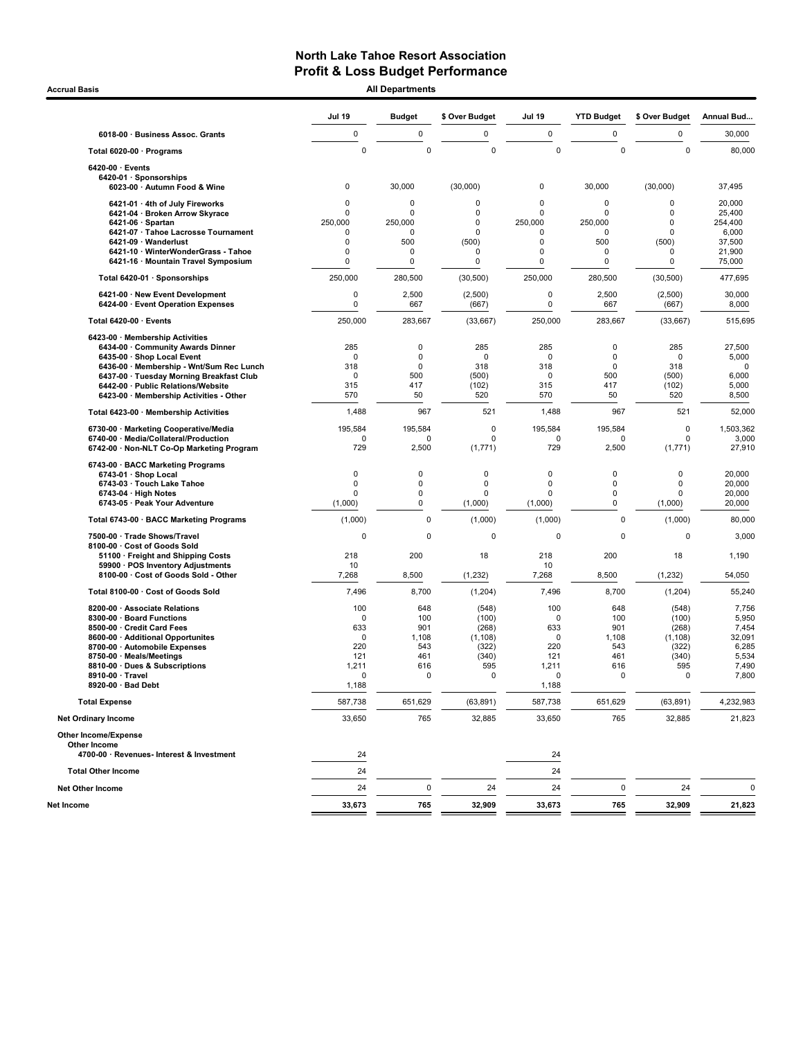## North Lake Tahoe Resort Association
## Profit & Loss Budget Performance

Accrual Basis — All Departments

| | Jul 19 | Budget | $ Over Budget | Jul 19 | YTD Budget | $ Over Budget | Annual Bud... |
|---|---|---|---|---|---|---|---|
| 6018-00 · Business Assoc. Grants | 0 | 0 | 0 | 0 | 0 | 0 | 30,000 |
| Total 6020-00 · Programs | 0 | 0 | 0 | 0 | 0 | 0 | 80,000 |
| 6420-00 · Events | | | | | | | |
| 6420-01 · Sponsorships | | | | | | | |
| 6023-00 · Autumn Food & Wine | 0 | 30,000 | (30,000) | 0 | 30,000 | (30,000) | 37,495 |
| 6421-01 · 4th of July Fireworks | 0 | 0 | 0 | 0 | 0 | 0 | 20,000 |
| 6421-04 · Broken Arrow Skyrace | 0 | 0 | 0 | 0 | 0 | 0 | 25,400 |
| 6421-06 · Spartan | 250,000 | 250,000 | 0 | 250,000 | 250,000 | 0 | 254,400 |
| 6421-07 · Tahoe Lacrosse Tournament | 0 | 0 | 0 | 0 | 0 | 0 | 6,000 |
| 6421-09 · Wanderlust | 0 | 500 | (500) | 0 | 500 | (500) | 37,500 |
| 6421-10 · WinterWonderGrass - Tahoe | 0 | 0 | 0 | 0 | 0 | 0 | 21,900 |
| 6421-16 · Mountain Travel Symposium | 0 | 0 | 0 | 0 | 0 | 0 | 75,000 |
| Total 6420-01 · Sponsorships | 250,000 | 280,500 | (30,500) | 250,000 | 280,500 | (30,500) | 477,695 |
| 6421-00 · New Event Development | 0 | 2,500 | (2,500) | 0 | 2,500 | (2,500) | 30,000 |
| 6424-00 · Event Operation Expenses | 0 | 667 | (667) | 0 | 667 | (667) | 8,000 |
| Total 6420-00 · Events | 250,000 | 283,667 | (33,667) | 250,000 | 283,667 | (33,667) | 515,695 |
| 6423-00 · Membership Activities | | | | | | | |
| 6434-00 · Community Awards Dinner | 285 | 0 | 285 | 285 | 0 | 285 | 27,500 |
| 6435-00 · Shop Local Event | 0 | 0 | 0 | 0 | 0 | 0 | 5,000 |
| 6436-00 · Membership - Wnt/Sum Rec Lunch | 318 | 0 | 318 | 318 | 0 | 318 | 0 |
| 6437-00 · Tuesday Morning Breakfast Club | 0 | 500 | (500) | 0 | 500 | (500) | 6,000 |
| 6442-00 · Public Relations/Website | 315 | 417 | (102) | 315 | 417 | (102) | 5,000 |
| 6423-00 · Membership Activities - Other | 570 | 50 | 520 | 570 | 50 | 520 | 8,500 |
| Total 6423-00 · Membership Activities | 1,488 | 967 | 521 | 1,488 | 967 | 521 | 52,000 |
| 6730-00 · Marketing Cooperative/Media | 195,584 | 195,584 | 0 | 195,584 | 195,584 | 0 | 1,503,362 |
| 6740-00 · Media/Collateral/Production | 0 | 0 | 0 | 0 | 0 | 0 | 3,000 |
| 6742-00 · Non-NLT Co-Op Marketing Program | 729 | 2,500 | (1,771) | 729 | 2,500 | (1,771) | 27,910 |
| 6743-00 · BACC Marketing Programs | | | | | | | |
| 6743-01 · Shop Local | 0 | 0 | 0 | 0 | 0 | 0 | 20,000 |
| 6743-03 · Touch Lake Tahoe | 0 | 0 | 0 | 0 | 0 | 0 | 20,000 |
| 6743-04 · High Notes | 0 | 0 | 0 | 0 | 0 | 0 | 20,000 |
| 6743-05 · Peak Your Adventure | (1,000) | 0 | (1,000) | (1,000) | 0 | (1,000) | 20,000 |
| Total 6743-00 · BACC Marketing Programs | (1,000) | 0 | (1,000) | (1,000) | 0 | (1,000) | 80,000 |
| 7500-00 · Trade Shows/Travel | 0 | 0 | 0 | 0 | 0 | 0 | 3,000 |
| 8100-00 · Cost of Goods Sold | | | | | | | |
| 51100 · Freight and Shipping Costs | 218 | 200 | 18 | 218 | 200 | 18 | 1,190 |
| 59900 · POS Inventory Adjustments | 10 | | | 10 | | | |
| 8100-00 · Cost of Goods Sold - Other | 7,268 | 8,500 | (1,232) | 7,268 | 8,500 | (1,232) | 54,050 |
| Total 8100-00 · Cost of Goods Sold | 7,496 | 8,700 | (1,204) | 7,496 | 8,700 | (1,204) | 55,240 |
| 8200-00 · Associate Relations | 100 | 648 | (548) | 100 | 648 | (548) | 7,756 |
| 8300-00 · Board Functions | 0 | 100 | (100) | 0 | 100 | (100) | 5,950 |
| 8500-00 · Credit Card Fees | 633 | 901 | (268) | 633 | 901 | (268) | 7,454 |
| 8600-00 · Additional Opportunites | 0 | 1,108 | (1,108) | 0 | 1,108 | (1,108) | 32,091 |
| 8700-00 · Automobile Expenses | 220 | 543 | (322) | 220 | 543 | (322) | 6,285 |
| 8750-00 · Meals/Meetings | 121 | 461 | (340) | 121 | 461 | (340) | 5,534 |
| 8810-00 · Dues & Subscriptions | 1,211 | 616 | 595 | 1,211 | 616 | 595 | 7,490 |
| 8910-00 · Travel | 0 | 0 | 0 | 0 | 0 | 0 | 7,800 |
| 8920-00 · Bad Debt | 1,188 | | | 1,188 | | | |
| Total Expense | 587,738 | 651,629 | (63,891) | 587,738 | 651,629 | (63,891) | 4,232,983 |
| Net Ordinary Income | 33,650 | 765 | 32,885 | 33,650 | 765 | 32,885 | 21,823 |
| Other Income/Expense | | | | | | | |
| Other Income | | | | | | | |
| 4700-00 · Revenues- Interest & Investment | 24 | | | 24 | | | |
| Total Other Income | 24 | | | 24 | | | |
| Net Other Income | 24 | 0 | 24 | 24 | 0 | 24 | 0 |
| Net Income | 33,673 | 765 | 32,909 | 33,673 | 765 | 32,909 | 21,823 |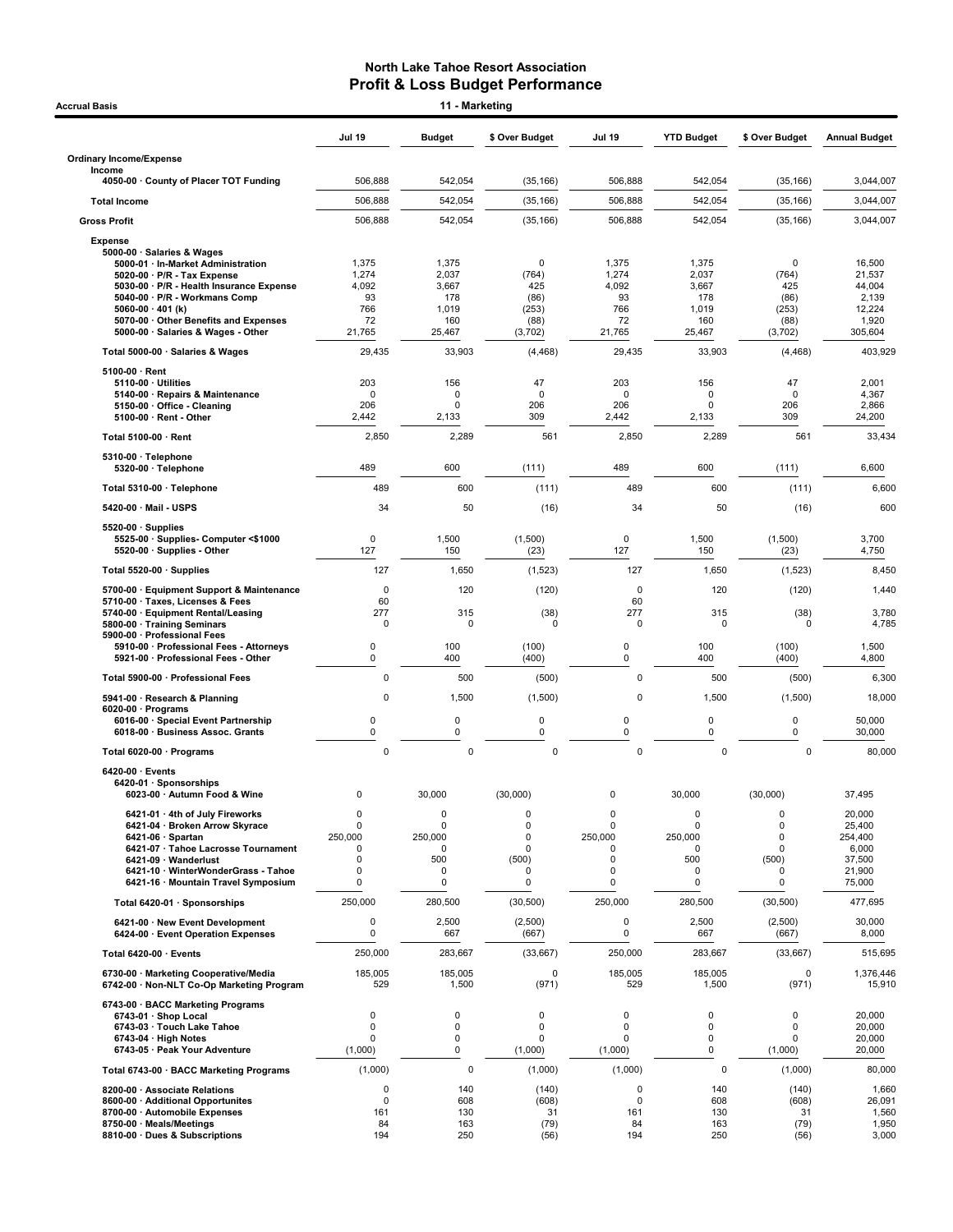# North Lake Tahoe Resort Association
## Profit & Loss Budget Performance

Accrual Basis — 11 - Marketing

| | Jul 19 | Budget | $ Over Budget | Jul 19 | YTD Budget | $ Over Budget | Annual Budget |
|---|---|---|---|---|---|---|---|
| **Ordinary Income/Expense** | | | | | | | |
| **Income** | | | | | | | |
| 4050-00 · County of Placer TOT Funding | 506,888 | 542,054 | (35,166) | 506,888 | 542,054 | (35,166) | 3,044,007 |
| **Total Income** | 506,888 | 542,054 | (35,166) | 506,888 | 542,054 | (35,166) | 3,044,007 |
| **Gross Profit** | 506,888 | 542,054 | (35,166) | 506,888 | 542,054 | (35,166) | 3,044,007 |
| **Expense** | | | | | | | |
| 5000-00 · Salaries & Wages | | | | | | | |
| 5000-01 · In-Market Administration | 1,375 | 1,375 | 0 | 1,375 | 1,375 | 0 | 16,500 |
| 5020-00 · P/R - Tax Expense | 1,274 | 2,037 | (764) | 1,274 | 2,037 | (764) | 21,537 |
| 5030-00 · P/R - Health Insurance Expense | 4,092 | 3,667 | 425 | 4,092 | 3,667 | 425 | 44,004 |
| 5040-00 · P/R - Workmans Comp | 93 | 178 | (86) | 93 | 178 | (86) | 2,139 |
| 5060-00 · 401 (k) | 766 | 1,019 | (253) | 766 | 1,019 | (253) | 12,224 |
| 5070-00 · Other Benefits and Expenses | 72 | 160 | (88) | 72 | 160 | (88) | 1,920 |
| 5000-00 · Salaries & Wages - Other | 21,765 | 25,467 | (3,702) | 21,765 | 25,467 | (3,702) | 305,604 |
| Total 5000-00 · Salaries & Wages | 29,435 | 33,903 | (4,468) | 29,435 | 33,903 | (4,468) | 403,929 |
| 5100-00 · Rent | | | | | | | |
| 5110-00 · Utilities | 203 | 156 | 47 | 203 | 156 | 47 | 2,001 |
| 5140-00 · Repairs & Maintenance | 0 | 0 | 0 | 0 | 0 | 0 | 4,367 |
| 5150-00 · Office - Cleaning | 206 | 0 | 206 | 206 | 0 | 206 | 2,866 |
| 5100-00 · Rent - Other | 2,442 | 2,133 | 309 | 2,442 | 2,133 | 309 | 24,200 |
| Total 5100-00 · Rent | 2,850 | 2,289 | 561 | 2,850 | 2,289 | 561 | 33,434 |
| 5310-00 · Telephone | | | | | | | |
| 5320-00 · Telephone | 489 | 600 | (111) | 489 | 600 | (111) | 6,600 |
| Total 5310-00 · Telephone | 489 | 600 | (111) | 489 | 600 | (111) | 6,600 |
| 5420-00 · Mail - USPS | 34 | 50 | (16) | 34 | 50 | (16) | 600 |
| 5520-00 · Supplies | | | | | | | |
| 5525-00 · Supplies- Computer <$1000 | 0 | 1,500 | (1,500) | 0 | 1,500 | (1,500) | 3,700 |
| 5520-00 · Supplies - Other | 127 | 150 | (23) | 127 | 150 | (23) | 4,750 |
| Total 5520-00 · Supplies | 127 | 1,650 | (1,523) | 127 | 1,650 | (1,523) | 8,450 |
| 5700-00 · Equipment Support & Maintenance | 0 | 120 | (120) | 0 | 120 | (120) | 1,440 |
| 5710-00 · Taxes, Licenses & Fees | 60 | | | 60 | | | |
| 5740-00 · Equipment Rental/Leasing | 277 | 315 | (38) | 277 | 315 | (38) | 3,780 |
| 5800-00 · Training Seminars | 0 | 0 | 0 | 0 | 0 | 0 | 4,785 |
| 5900-00 · Professional Fees | | | | | | | |
| 5910-00 · Professional Fees - Attorneys | 0 | 100 | (100) | 0 | 100 | (100) | 1,500 |
| 5921-00 · Professional Fees - Other | 0 | 400 | (400) | 0 | 400 | (400) | 4,800 |
| Total 5900-00 · Professional Fees | 0 | 500 | (500) | 0 | 500 | (500) | 6,300 |
| 5941-00 · Research & Planning | 0 | 1,500 | (1,500) | 0 | 1,500 | (1,500) | 18,000 |
| 6020-00 · Programs | | | | | | | |
| 6016-00 · Special Event Partnership | 0 | 0 | 0 | 0 | 0 | 0 | 50,000 |
| 6018-00 · Business Assoc. Grants | 0 | 0 | 0 | 0 | 0 | 0 | 30,000 |
| Total 6020-00 · Programs | 0 | 0 | 0 | 0 | 0 | 0 | 80,000 |
| 6420-00 · Events | | | | | | | |
| 6420-01 · Sponsorships | | | | | | | |
| 6023-00 · Autumn Food & Wine | 0 | 30,000 | (30,000) | 0 | 30,000 | (30,000) | 37,495 |
| 6421-01 · 4th of July Fireworks | 0 | 0 | 0 | 0 | 0 | 0 | 20,000 |
| 6421-04 · Broken Arrow Skyrace | 0 | 0 | 0 | 0 | 0 | 0 | 25,400 |
| 6421-06 · Spartan | 250,000 | 250,000 | 0 | 250,000 | 250,000 | 0 | 254,400 |
| 6421-07 · Tahoe Lacrosse Tournament | 0 | 0 | 0 | 0 | 0 | 0 | 6,000 |
| 6421-09 · Wanderlust | 0 | 500 | (500) | 0 | 500 | (500) | 37,500 |
| 6421-10 · WinterWonderGrass - Tahoe | 0 | 0 | 0 | 0 | 0 | 0 | 21,900 |
| 6421-16 · Mountain Travel Symposium | 0 | 0 | 0 | 0 | 0 | 0 | 75,000 |
| Total 6420-01 · Sponsorships | 250,000 | 280,500 | (30,500) | 250,000 | 280,500 | (30,500) | 477,695 |
| 6421-00 · New Event Development | 0 | 2,500 | (2,500) | 0 | 2,500 | (2,500) | 30,000 |
| 6424-00 · Event Operation Expenses | 0 | 667 | (667) | 0 | 667 | (667) | 8,000 |
| Total 6420-00 · Events | 250,000 | 283,667 | (33,667) | 250,000 | 283,667 | (33,667) | 515,695 |
| 6730-00 · Marketing Cooperative/Media | 185,005 | 185,005 | 0 | 185,005 | 185,005 | 0 | 1,376,446 |
| 6742-00 · Non-NLT Co-Op Marketing Program | 529 | 1,500 | (971) | 529 | 1,500 | (971) | 15,910 |
| 6743-00 · BACC Marketing Programs | | | | | | | |
| 6743-01 · Shop Local | 0 | 0 | 0 | 0 | 0 | 0 | 20,000 |
| 6743-03 · Touch Lake Tahoe | 0 | 0 | 0 | 0 | 0 | 0 | 20,000 |
| 6743-04 · High Notes | 0 | 0 | 0 | 0 | 0 | 0 | 20,000 |
| 6743-05 · Peak Your Adventure | (1,000) | 0 | (1,000) | (1,000) | 0 | (1,000) | 20,000 |
| Total 6743-00 · BACC Marketing Programs | (1,000) | 0 | (1,000) | (1,000) | 0 | (1,000) | 80,000 |
| 8200-00 · Associate Relations | 0 | 140 | (140) | 0 | 140 | (140) | 1,660 |
| 8600-00 · Additional Opportunites | 0 | 608 | (608) | 0 | 608 | (608) | 26,091 |
| 8700-00 · Automobile Expenses | 161 | 130 | 31 | 161 | 130 | 31 | 1,560 |
| 8750-00 · Meals/Meetings | 84 | 163 | (79) | 84 | 163 | (79) | 1,950 |
| 8810-00 · Dues & Subscriptions | 194 | 250 | (56) | 194 | 250 | (56) | 3,000 |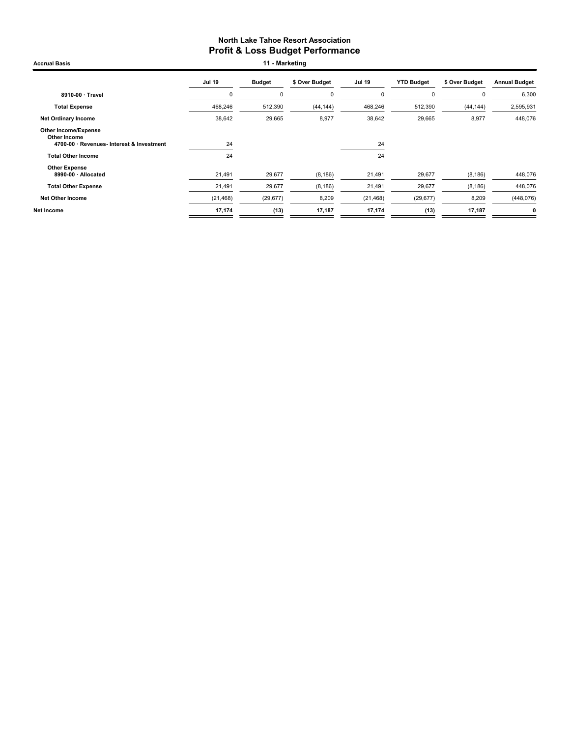# North Lake Tahoe Resort Association
## Profit & Loss Budget Performance

**Accrual Basis** — **11 - Marketing**

| | Jul 19 | Budget | $ Over Budget | Jul 19 | YTD Budget | $ Over Budget | Annual Budget |
|---|---|---|---|---|---|---|---|
| **8910-00 · Travel** | 0 | 0 | 0 | 0 | 0 | 0 | 6,300 |
| **Total Expense** | 468,246 | 512,390 | (44,144) | 468,246 | 512,390 | (44,144) | 2,595,931 |
| **Net Ordinary Income** | 38,642 | 29,665 | 8,977 | 38,642 | 29,665 | 8,977 | 448,076 |
| **Other Income/Expense** | | | | | | | |
| **Other Income** | | | | | | | |
| **4700-00 · Revenues- Interest & Investment** | 24 | | | 24 | | | |
| **Total Other Income** | 24 | | | 24 | | | |
| **Other Expense** | | | | | | | |
| **8990-00 · Allocated** | 21,491 | 29,677 | (8,186) | 21,491 | 29,677 | (8,186) | 448,076 |
| **Total Other Expense** | 21,491 | 29,677 | (8,186) | 21,491 | 29,677 | (8,186) | 448,076 |
| **Net Other Income** | (21,468) | (29,677) | 8,209 | (21,468) | (29,677) | 8,209 | (448,076) |
| **Net Income** | **17,174** | **(13)** | **17,187** | **17,174** | **(13)** | **17,187** | **0** |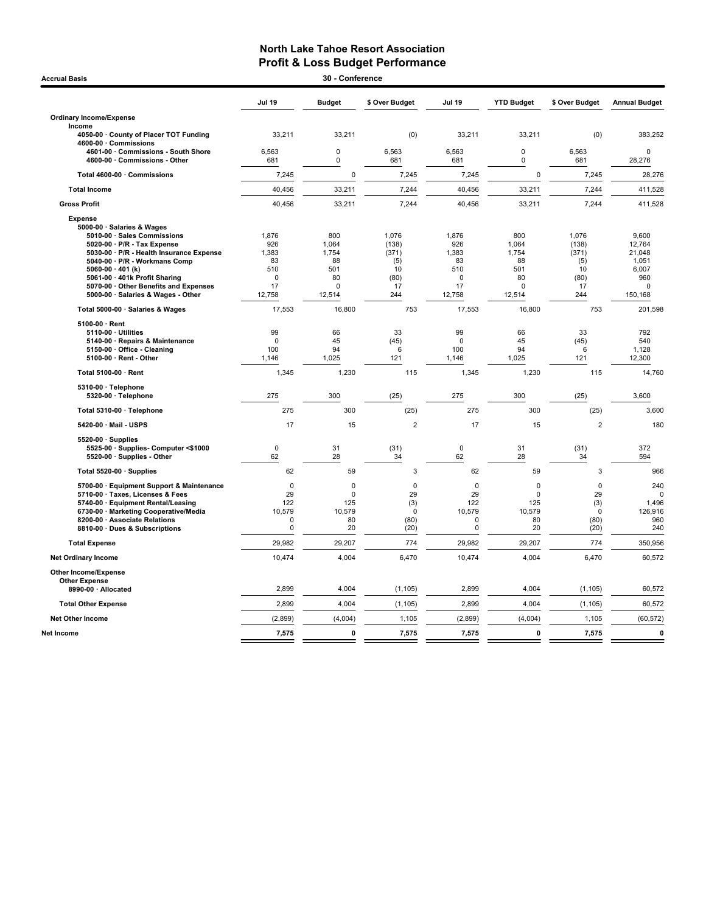# North Lake Tahoe Resort Association
## Profit & Loss Budget Performance

**Accrual Basis** — **30 - Conference**

| | Jul 19 | Budget | $ Over Budget | Jul 19 | YTD Budget | $ Over Budget | Annual Budget |
|---|---|---|---|---|---|---|---|
| **Ordinary Income/Expense** | | | | | | | |
| **Income** | | | | | | | |
| 4050-00 · County of Placer TOT Funding | 33,211 | 33,211 | (0) | 33,211 | 33,211 | (0) | 383,252 |
| 4600-00 · Commissions | | | | | | | |
| 4601-00 · Commissions - South Shore | 6,563 | 0 | 6,563 | 6,563 | 0 | 6,563 | 0 |
| 4600-00 · Commissions - Other | 681 | 0 | 681 | 681 | 0 | 681 | 28,276 |
| Total 4600-00 · Commissions | 7,245 | 0 | 7,245 | 7,245 | 0 | 7,245 | 28,276 |
| **Total Income** | 40,456 | 33,211 | 7,244 | 40,456 | 33,211 | 7,244 | 411,528 |
| **Gross Profit** | 40,456 | 33,211 | 7,244 | 40,456 | 33,211 | 7,244 | 411,528 |
| **Expense** | | | | | | | |
| 5000-00 · Salaries & Wages | | | | | | | |
| 5010-00 · Sales Commissions | 1,876 | 800 | 1,076 | 1,876 | 800 | 1,076 | 9,600 |
| 5020-00 · P/R - Tax Expense | 926 | 1,064 | (138) | 926 | 1,064 | (138) | 12,764 |
| 5030-00 · P/R - Health Insurance Expense | 1,383 | 1,754 | (371) | 1,383 | 1,754 | (371) | 21,048 |
| 5040-00 · P/R - Workmans Comp | 83 | 88 | (5) | 83 | 88 | (5) | 1,051 |
| 5060-00 · 401 (k) | 510 | 501 | 10 | 510 | 501 | 10 | 6,007 |
| 5061-00 · 401k Profit Sharing | 0 | 80 | (80) | 0 | 80 | (80) | 960 |
| 5070-00 · Other Benefits and Expenses | 17 | 0 | 17 | 17 | 0 | 17 | 0 |
| 5000-00 · Salaries & Wages - Other | 12,758 | 12,514 | 244 | 12,758 | 12,514 | 244 | 150,168 |
| Total 5000-00 · Salaries & Wages | 17,553 | 16,800 | 753 | 17,553 | 16,800 | 753 | 201,598 |
| 5100-00 · Rent | | | | | | | |
| 5110-00 · Utilities | 99 | 66 | 33 | 99 | 66 | 33 | 792 |
| 5140-00 · Repairs & Maintenance | 0 | 45 | (45) | 0 | 45 | (45) | 540 |
| 5150-00 · Office - Cleaning | 100 | 94 | 6 | 100 | 94 | 6 | 1,128 |
| 5100-00 · Rent - Other | 1,146 | 1,025 | 121 | 1,146 | 1,025 | 121 | 12,300 |
| Total 5100-00 · Rent | 1,345 | 1,230 | 115 | 1,345 | 1,230 | 115 | 14,760 |
| 5310-00 · Telephone | | | | | | | |
| 5320-00 · Telephone | 275 | 300 | (25) | 275 | 300 | (25) | 3,600 |
| Total 5310-00 · Telephone | 275 | 300 | (25) | 275 | 300 | (25) | 3,600 |
| 5420-00 · Mail - USPS | 17 | 15 | 2 | 17 | 15 | 2 | 180 |
| 5520-00 · Supplies | | | | | | | |
| 5525-00 · Supplies- Computer <$1000 | 0 | 31 | (31) | 0 | 31 | (31) | 372 |
| 5520-00 · Supplies - Other | 62 | 28 | 34 | 62 | 28 | 34 | 594 |
| Total 5520-00 · Supplies | 62 | 59 | 3 | 62 | 59 | 3 | 966 |
| 5700-00 · Equipment Support & Maintenance | 0 | 0 | 0 | 0 | 0 | 0 | 240 |
| 5710-00 · Taxes, Licenses & Fees | 29 | 0 | 29 | 29 | 0 | 29 | 0 |
| 5740-00 · Equipment Rental/Leasing | 122 | 125 | (3) | 122 | 125 | (3) | 1,496 |
| 6730-00 · Marketing Cooperative/Media | 10,579 | 10,579 | 0 | 10,579 | 10,579 | 0 | 126,916 |
| 8200-00 · Associate Relations | 0 | 80 | (80) | 0 | 80 | (80) | 960 |
| 8810-00 · Dues & Subscriptions | 0 | 20 | (20) | 0 | 20 | (20) | 240 |
| **Total Expense** | 29,982 | 29,207 | 774 | 29,982 | 29,207 | 774 | 350,956 |
| **Net Ordinary Income** | 10,474 | 4,004 | 6,470 | 10,474 | 4,004 | 6,470 | 60,572 |
| **Other Income/Expense** | | | | | | | |
| **Other Expense** | | | | | | | |
| 8990-00 · Allocated | 2,899 | 4,004 | (1,105) | 2,899 | 4,004 | (1,105) | 60,572 |
| **Total Other Expense** | 2,899 | 4,004 | (1,105) | 2,899 | 4,004 | (1,105) | 60,572 |
| **Net Other Income** | (2,899) | (4,004) | 1,105 | (2,899) | (4,004) | 1,105 | (60,572) |
| **Net Income** | **7,575** | **0** | **7,575** | **7,575** | **0** | **7,575** | **0** |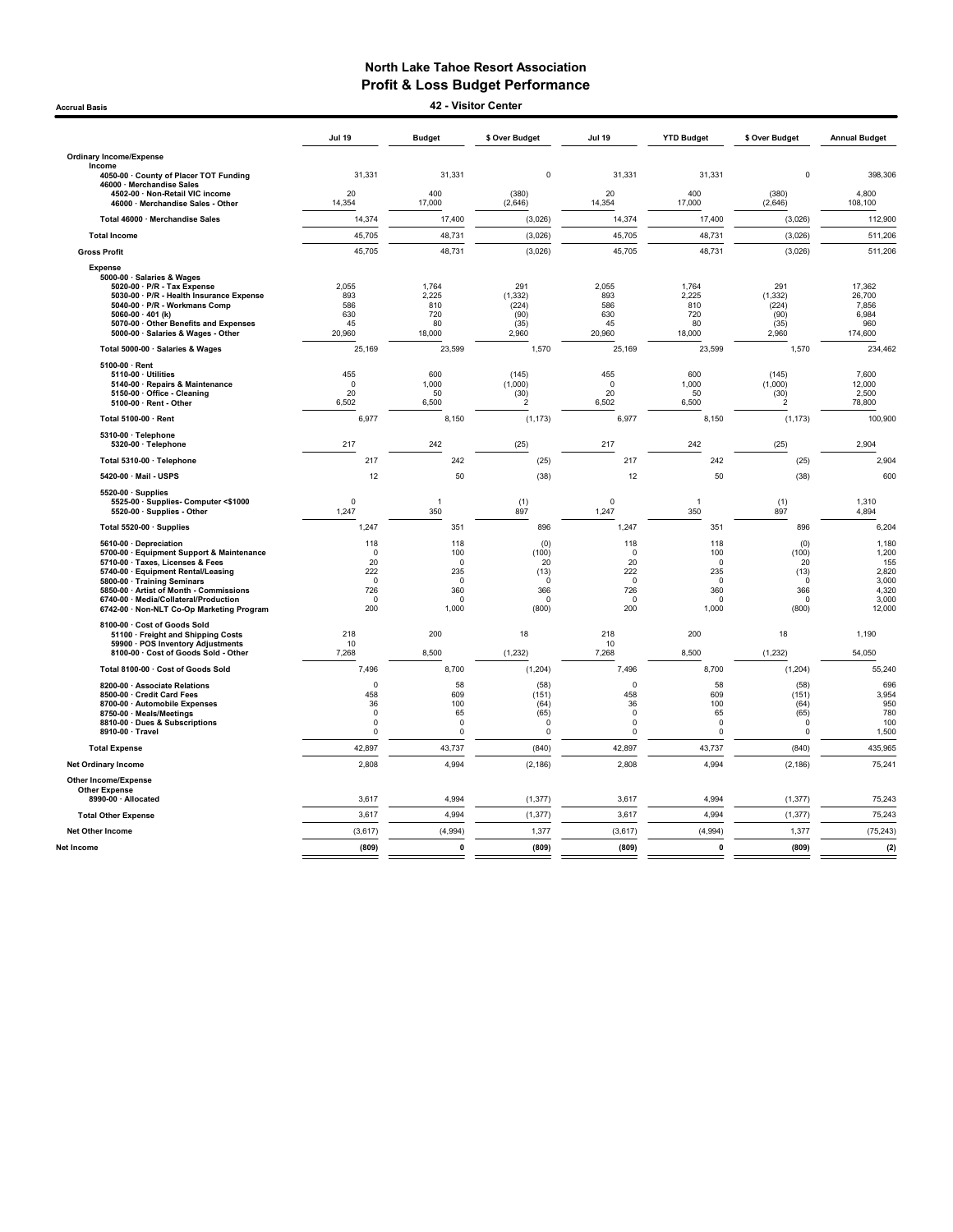# North Lake Tahoe Resort Association
## Profit & Loss Budget Performance
### 42 - Visitor Center

Accrual Basis

| | Jul 19 | Budget | $ Over Budget | Jul 19 | YTD Budget | $ Over Budget | Annual Budget |
|---|---|---|---|---|---|---|---|
| **Ordinary Income/Expense** | | | | | | | |
| **Income** | | | | | | | |
| **4050-00 · County of Placer TOT Funding** | 31,331 | 31,331 | 0 | 31,331 | 31,331 | 0 | 398,306 |
| **46000 · Merchandise Sales** | | | | | | | |
| **4502-00 · Non-Retail VIC income** | 20 | 400 | (380) | 20 | 400 | (380) | 4,800 |
| **46000 · Merchandise Sales - Other** | 14,354 | 17,000 | (2,646) | 14,354 | 17,000 | (2,646) | 108,100 |
| **Total 46000 · Merchandise Sales** | 14,374 | 17,400 | (3,026) | 14,374 | 17,400 | (3,026) | 112,900 |
| **Total Income** | 45,705 | 48,731 | (3,026) | 45,705 | 48,731 | (3,026) | 511,206 |
| **Gross Profit** | 45,705 | 48,731 | (3,026) | 45,705 | 48,731 | (3,026) | 511,206 |
| **Expense** | | | | | | | |
| **5000-00 · Salaries & Wages** | | | | | | | |
| **5020-00 · P/R - Tax Expense** | 2,055 | 1,764 | 291 | 2,055 | 1,764 | 291 | 17,362 |
| **5030-00 · P/R - Health Insurance Expense** | 893 | 2,225 | (1,332) | 893 | 2,225 | (1,332) | 26,700 |
| **5040-00 · P/R - Workmans Comp** | 586 | 810 | (224) | 586 | 810 | (224) | 7,856 |
| **5060-00 · 401 (k)** | 630 | 720 | (90) | 630 | 720 | (90) | 6,984 |
| **5070-00 · Other Benefits and Expenses** | 45 | 80 | (35) | 45 | 80 | (35) | 960 |
| **5000-00 · Salaries & Wages - Other** | 20,960 | 18,000 | 2,960 | 20,960 | 18,000 | 2,960 | 174,600 |
| **Total 5000-00 · Salaries & Wages** | 25,169 | 23,599 | 1,570 | 25,169 | 23,599 | 1,570 | 234,462 |
| **5100-00 · Rent** | | | | | | | |
| **5110-00 · Utilities** | 455 | 600 | (145) | 455 | 600 | (145) | 7,600 |
| **5140-00 · Repairs & Maintenance** | 0 | 1,000 | (1,000) | 0 | 1,000 | (1,000) | 12,000 |
| **5150-00 · Office - Cleaning** | 20 | 50 | (30) | 20 | 50 | (30) | 2,500 |
| **5100-00 · Rent - Other** | 6,502 | 6,500 | 2 | 6,502 | 6,500 | 2 | 78,800 |
| **Total 5100-00 · Rent** | 6,977 | 8,150 | (1,173) | 6,977 | 8,150 | (1,173) | 100,900 |
| **5310-00 · Telephone** | | | | | | | |
| **5320-00 · Telephone** | 217 | 242 | (25) | 217 | 242 | (25) | 2,904 |
| **Total 5310-00 · Telephone** | 217 | 242 | (25) | 217 | 242 | (25) | 2,904 |
| **5420-00 · Mail - USPS** | 12 | 50 | (38) | 12 | 50 | (38) | 600 |
| **5520-00 · Supplies** | | | | | | | |
| **5525-00 · Supplies- Computer <$1000** | 0 | 1 | (1) | 0 | 1 | (1) | 1,310 |
| **5520-00 · Supplies - Other** | 1,247 | 350 | 897 | 1,247 | 350 | 897 | 4,894 |
| **Total 5520-00 · Supplies** | 1,247 | 351 | 896 | 1,247 | 351 | 896 | 6,204 |
| **5610-00 · Depreciation** | 118 | 118 | (0) | 118 | 118 | (0) | 1,180 |
| **5700-00 · Equipment Support & Maintenance** | 0 | 100 | (100) | 0 | 100 | (100) | 1,200 |
| **5710-00 · Taxes, Licenses & Fees** | 20 | 0 | 20 | 20 | 0 | 20 | 155 |
| **5740-00 · Equipment Rental/Leasing** | 222 | 235 | (13) | 222 | 235 | (13) | 2,820 |
| **5800-00 · Training Seminars** | 0 | 0 | 0 | 0 | 0 | 0 | 3,000 |
| **5850-00 · Artist of Month - Commissions** | 726 | 360 | 366 | 726 | 360 | 366 | 4,320 |
| **6740-00 · Media/Collateral/Production** | 0 | 0 | 0 | 0 | 0 | 0 | 3,000 |
| **6742-00 · Non-NLT Co-Op Marketing Program** | 200 | 1,000 | (800) | 200 | 1,000 | (800) | 12,000 |
| **8100-00 · Cost of Goods Sold** | | | | | | | |
| **51100 · Freight and Shipping Costs** | 218 | 200 | 18 | 218 | 200 | 18 | 1,190 |
| **59900 · POS Inventory Adjustments** | 10 | | | 10 | | | |
| **8100-00 · Cost of Goods Sold - Other** | 7,268 | 8,500 | (1,232) | 7,268 | 8,500 | (1,232) | 54,050 |
| **Total 8100-00 · Cost of Goods Sold** | 7,496 | 8,700 | (1,204) | 7,496 | 8,700 | (1,204) | 55,240 |
| **8200-00 · Associate Relations** | 0 | 58 | (58) | 0 | 58 | (58) | 696 |
| **8500-00 · Credit Card Fees** | 458 | 609 | (151) | 458 | 609 | (151) | 3,954 |
| **8700-00 · Automobile Expenses** | 36 | 100 | (64) | 36 | 100 | (64) | 950 |
| **8750-00 · Meals/Meetings** | 0 | 65 | (65) | 0 | 65 | (65) | 780 |
| **8810-00 · Dues & Subscriptions** | 0 | 0 | 0 | 0 | 0 | 0 | 100 |
| **8910-00 · Travel** | 0 | 0 | 0 | 0 | 0 | 0 | 1,500 |
| **Total Expense** | 42,897 | 43,737 | (840) | 42,897 | 43,737 | (840) | 435,965 |
| **Net Ordinary Income** | 2,808 | 4,994 | (2,186) | 2,808 | 4,994 | (2,186) | 75,241 |
| **Other Income/Expense** | | | | | | | |
| **Other Expense** | | | | | | | |
| **8990-00 · Allocated** | 3,617 | 4,994 | (1,377) | 3,617 | 4,994 | (1,377) | 75,243 |
| **Total Other Expense** | 3,617 | 4,994 | (1,377) | 3,617 | 4,994 | (1,377) | 75,243 |
| **Net Other Income** | (3,617) | (4,994) | 1,377 | (3,617) | (4,994) | 1,377 | (75,243) |
| **Net Income** | **(809)** | **0** | **(809)** | **(809)** | **0** | **(809)** | **(2)** |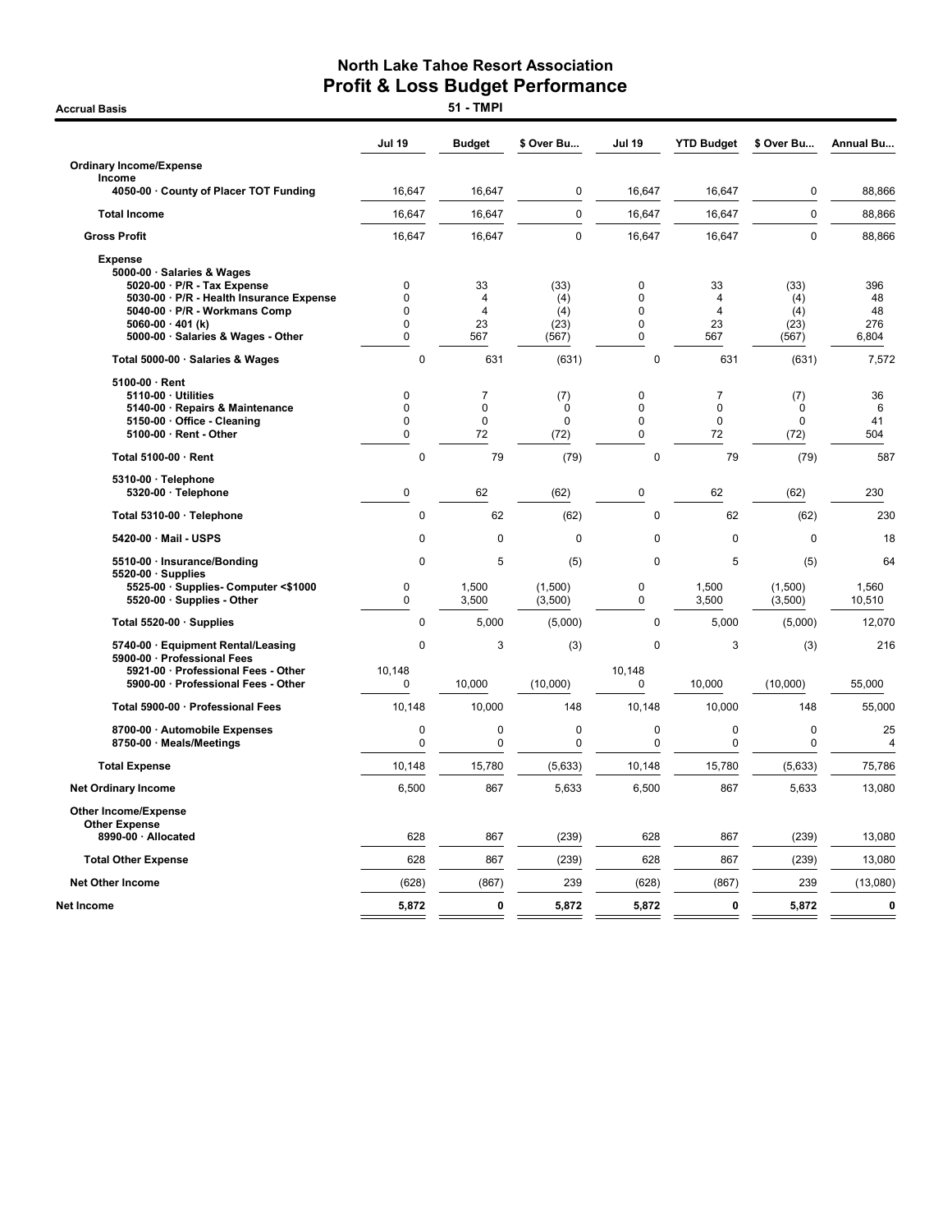# North Lake Tahoe Resort Association
## Profit & Loss Budget Performance
### 51 - TMPI

Accrual Basis

| | Jul 19 | Budget | $ Over Bu... | Jul 19 | YTD Budget | $ Over Bu... | Annual Bu... |
|---|---|---|---|---|---|---|---|
| **Ordinary Income/Expense** | | | | | | | |
| **Income** | | | | | | | |
| 4050-00 · County of Placer TOT Funding | 16,647 | 16,647 | 0 | 16,647 | 16,647 | 0 | 88,866 |
| **Total Income** | 16,647 | 16,647 | 0 | 16,647 | 16,647 | 0 | 88,866 |
| **Gross Profit** | 16,647 | 16,647 | 0 | 16,647 | 16,647 | 0 | 88,866 |
| **Expense** | | | | | | | |
| 5000-00 · Salaries & Wages | | | | | | | |
| 5020-00 · P/R - Tax Expense | 0 | 33 | (33) | 0 | 33 | (33) | 396 |
| 5030-00 · P/R - Health Insurance Expense | 0 | 4 | (4) | 0 | 4 | (4) | 48 |
| 5040-00 · P/R - Workmans Comp | 0 | 4 | (4) | 0 | 4 | (4) | 48 |
| 5060-00 · 401 (k) | 0 | 23 | (23) | 0 | 23 | (23) | 276 |
| 5000-00 · Salaries & Wages - Other | 0 | 567 | (567) | 0 | 567 | (567) | 6,804 |
| Total 5000-00 · Salaries & Wages | 0 | 631 | (631) | 0 | 631 | (631) | 7,572 |
| 5100-00 · Rent | | | | | | | |
| 5110-00 · Utilities | 0 | 7 | (7) | 0 | 7 | (7) | 36 |
| 5140-00 · Repairs & Maintenance | 0 | 0 | 0 | 0 | 0 | 0 | 6 |
| 5150-00 · Office - Cleaning | 0 | 0 | 0 | 0 | 0 | 0 | 41 |
| 5100-00 · Rent - Other | 0 | 72 | (72) | 0 | 72 | (72) | 504 |
| Total 5100-00 · Rent | 0 | 79 | (79) | 0 | 79 | (79) | 587 |
| 5310-00 · Telephone | | | | | | | |
| 5320-00 · Telephone | 0 | 62 | (62) | 0 | 62 | (62) | 230 |
| Total 5310-00 · Telephone | 0 | 62 | (62) | 0 | 62 | (62) | 230 |
| 5420-00 · Mail - USPS | 0 | 0 | 0 | 0 | 0 | 0 | 18 |
| 5510-00 · Insurance/Bonding | 0 | 5 | (5) | 0 | 5 | (5) | 64 |
| 5520-00 · Supplies | | | | | | | |
| 5525-00 · Supplies- Computer <$1000 | 0 | 1,500 | (1,500) | 0 | 1,500 | (1,500) | 1,560 |
| 5520-00 · Supplies - Other | 0 | 3,500 | (3,500) | 0 | 3,500 | (3,500) | 10,510 |
| Total 5520-00 · Supplies | 0 | 5,000 | (5,000) | 0 | 5,000 | (5,000) | 12,070 |
| 5740-00 · Equipment Rental/Leasing | 0 | 3 | (3) | 0 | 3 | (3) | 216 |
| 5900-00 · Professional Fees | | | | | | | |
| 5921-00 · Professional Fees - Other | 10,148 | | | 10,148 | | | |
| 5900-00 · Professional Fees - Other | 0 | 10,000 | (10,000) | 0 | 10,000 | (10,000) | 55,000 |
| Total 5900-00 · Professional Fees | 10,148 | 10,000 | 148 | 10,148 | 10,000 | 148 | 55,000 |
| 8700-00 · Automobile Expenses | 0 | 0 | 0 | 0 | 0 | 0 | 25 |
| 8750-00 · Meals/Meetings | 0 | 0 | 0 | 0 | 0 | 0 | 4 |
| **Total Expense** | 10,148 | 15,780 | (5,633) | 10,148 | 15,780 | (5,633) | 75,786 |
| **Net Ordinary Income** | 6,500 | 867 | 5,633 | 6,500 | 867 | 5,633 | 13,080 |
| **Other Income/Expense** | | | | | | | |
| **Other Expense** | | | | | | | |
| 8990-00 · Allocated | 628 | 867 | (239) | 628 | 867 | (239) | 13,080 |
| **Total Other Expense** | 628 | 867 | (239) | 628 | 867 | (239) | 13,080 |
| **Net Other Income** | (628) | (867) | 239 | (628) | (867) | 239 | (13,080) |
| **Net Income** | **5,872** | **0** | **5,872** | **5,872** | **0** | **5,872** | **0** |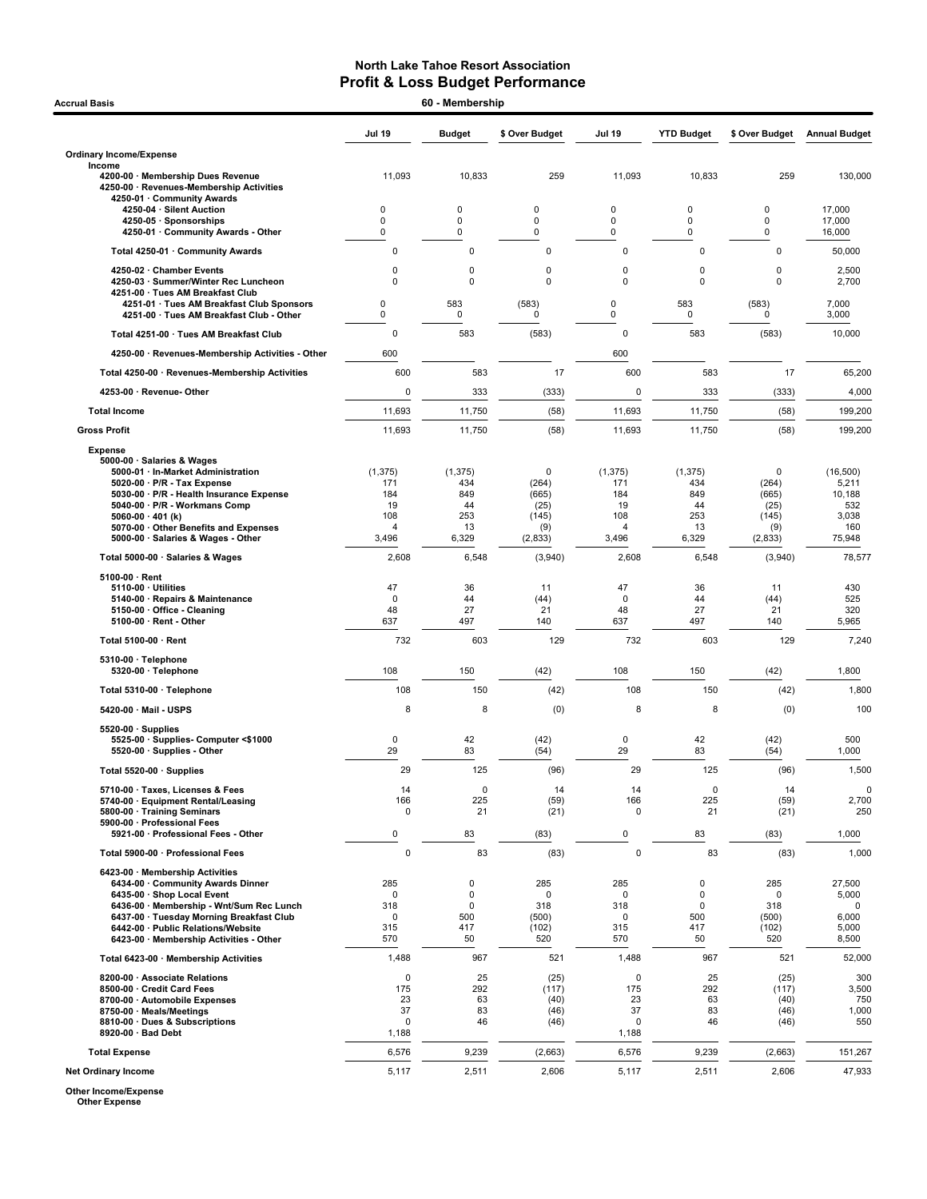# North Lake Tahoe Resort Association
## Profit & Loss Budget Performance

**Accrual Basis** — **60 - Membership**

| | Jul 19 | Budget | $ Over Budget | Jul 19 | YTD Budget | $ Over Budget | Annual Budget |
|---|---|---|---|---|---|---|---|
| **Ordinary Income/Expense** | | | | | | | |
| **Income** | | | | | | | |
| 4200-00 · Membership Dues Revenue | 11,093 | 10,833 | 259 | 11,093 | 10,833 | 259 | 130,000 |
| 4250-00 · Revenues-Membership Activities | | | | | | | |
| 4250-01 · Community Awards | | | | | | | |
| 4250-04 · Silent Auction | 0 | 0 | 0 | 0 | 0 | 0 | 17,000 |
| 4250-05 · Sponsorships | 0 | 0 | 0 | 0 | 0 | 0 | 17,000 |
| 4250-01 · Community Awards - Other | 0 | 0 | 0 | 0 | 0 | 0 | 16,000 |
| Total 4250-01 · Community Awards | 0 | 0 | 0 | 0 | 0 | 0 | 50,000 |
| 4250-02 · Chamber Events | 0 | 0 | 0 | 0 | 0 | 0 | 2,500 |
| 4250-03 · Summer/Winter Rec Luncheon | 0 | 0 | 0 | 0 | 0 | 0 | 2,700 |
| 4251-00 · Tues AM Breakfast Club | | | | | | | |
| 4251-01 · Tues AM Breakfast Club Sponsors | 0 | 583 | (583) | 0 | 583 | (583) | 7,000 |
| 4251-00 · Tues AM Breakfast Club - Other | 0 | 0 | 0 | 0 | 0 | 0 | 3,000 |
| Total 4251-00 · Tues AM Breakfast Club | 0 | 583 | (583) | 0 | 583 | (583) | 10,000 |
| 4250-00 · Revenues-Membership Activities - Other | 600 | | | 600 | | | |
| Total 4250-00 · Revenues-Membership Activities | 600 | 583 | 17 | 600 | 583 | 17 | 65,200 |
| 4253-00 · Revenue- Other | 0 | 333 | (333) | 0 | 333 | (333) | 4,000 |
| **Total Income** | 11,693 | 11,750 | (58) | 11,693 | 11,750 | (58) | 199,200 |
| **Gross Profit** | 11,693 | 11,750 | (58) | 11,693 | 11,750 | (58) | 199,200 |
| **Expense** | | | | | | | |
| 5000-00 · Salaries & Wages | | | | | | | |
| 5000-01 · In-Market Administration | (1,375) | (1,375) | 0 | (1,375) | (1,375) | 0 | (16,500) |
| 5020-00 · P/R - Tax Expense | 171 | 434 | (264) | 171 | 434 | (264) | 5,211 |
| 5030-00 · P/R - Health Insurance Expense | 184 | 849 | (665) | 184 | 849 | (665) | 10,188 |
| 5040-00 · P/R - Workmans Comp | 19 | 44 | (25) | 19 | 44 | (25) | 532 |
| 5060-00 · 401 (k) | 108 | 253 | (145) | 108 | 253 | (145) | 3,038 |
| 5070-00 · Other Benefits and Expenses | 4 | 13 | (9) | 4 | 13 | (9) | 160 |
| 5000-00 · Salaries & Wages - Other | 3,496 | 6,329 | (2,833) | 3,496 | 6,329 | (2,833) | 75,948 |
| Total 5000-00 · Salaries & Wages | 2,608 | 6,548 | (3,940) | 2,608 | 6,548 | (3,940) | 78,577 |
| 5100-00 · Rent | | | | | | | |
| 5110-00 · Utilities | 47 | 36 | 11 | 47 | 36 | 11 | 430 |
| 5140-00 · Repairs & Maintenance | 0 | 44 | (44) | 0 | 44 | (44) | 525 |
| 5150-00 · Office - Cleaning | 48 | 27 | 21 | 48 | 27 | 21 | 320 |
| 5100-00 · Rent - Other | 637 | 497 | 140 | 637 | 497 | 140 | 5,965 |
| Total 5100-00 · Rent | 732 | 603 | 129 | 732 | 603 | 129 | 7,240 |
| 5310-00 · Telephone | | | | | | | |
| 5320-00 · Telephone | 108 | 150 | (42) | 108 | 150 | (42) | 1,800 |
| Total 5310-00 · Telephone | 108 | 150 | (42) | 108 | 150 | (42) | 1,800 |
| 5420-00 · Mail - USPS | 8 | 8 | (0) | 8 | 8 | (0) | 100 |
| 5520-00 · Supplies | | | | | | | |
| 5525-00 · Supplies- Computer <$1000 | 0 | 42 | (42) | 0 | 42 | (42) | 500 |
| 5520-00 · Supplies - Other | 29 | 83 | (54) | 29 | 83 | (54) | 1,000 |
| Total 5520-00 · Supplies | 29 | 125 | (96) | 29 | 125 | (96) | 1,500 |
| 5710-00 · Taxes, Licenses & Fees | 14 | 0 | 14 | 14 | 0 | 14 | 0 |
| 5740-00 · Equipment Rental/Leasing | 166 | 225 | (59) | 166 | 225 | (59) | 2,700 |
| 5800-00 · Training Seminars | 0 | 21 | (21) | 0 | 21 | (21) | 250 |
| 5900-00 · Professional Fees | | | | | | | |
| 5921-00 · Professional Fees - Other | 0 | 83 | (83) | 0 | 83 | (83) | 1,000 |
| Total 5900-00 · Professional Fees | 0 | 83 | (83) | 0 | 83 | (83) | 1,000 |
| 6423-00 · Membership Activities | | | | | | | |
| 6434-00 · Community Awards Dinner | 285 | 0 | 285 | 285 | 0 | 285 | 27,500 |
| 6435-00 · Shop Local Event | 0 | 0 | 0 | 0 | 0 | 0 | 5,000 |
| 6436-00 · Membership - Wnt/Sum Rec Lunch | 318 | 0 | 318 | 318 | 0 | 318 | 0 |
| 6437-00 · Tuesday Morning Breakfast Club | 0 | 500 | (500) | 0 | 500 | (500) | 6,000 |
| 6442-00 · Public Relations/Website | 315 | 417 | (102) | 315 | 417 | (102) | 5,000 |
| 6423-00 · Membership Activities - Other | 570 | 50 | 520 | 570 | 50 | 520 | 8,500 |
| Total 6423-00 · Membership Activities | 1,488 | 967 | 521 | 1,488 | 967 | 521 | 52,000 |
| 8200-00 · Associate Relations | 0 | 25 | (25) | 0 | 25 | (25) | 300 |
| 8500-00 · Credit Card Fees | 175 | 292 | (117) | 175 | 292 | (117) | 3,500 |
| 8700-00 · Automobile Expenses | 23 | 63 | (40) | 23 | 63 | (40) | 750 |
| 8750-00 · Meals/Meetings | 37 | 83 | (46) | 37 | 83 | (46) | 1,000 |
| 8810-00 · Dues & Subscriptions | 0 | 46 | (46) | 0 | 46 | (46) | 550 |
| 8920-00 · Bad Debt | 1,188 | | | 1,188 | | | |
| **Total Expense** | 6,576 | 9,239 | (2,663) | 6,576 | 9,239 | (2,663) | 151,267 |
| **Net Ordinary Income** | 5,117 | 2,511 | 2,606 | 5,117 | 2,511 | 2,606 | 47,933 |
| **Other Income/Expense** | | | | | | | |
| **Other Expense** | | | | | | | |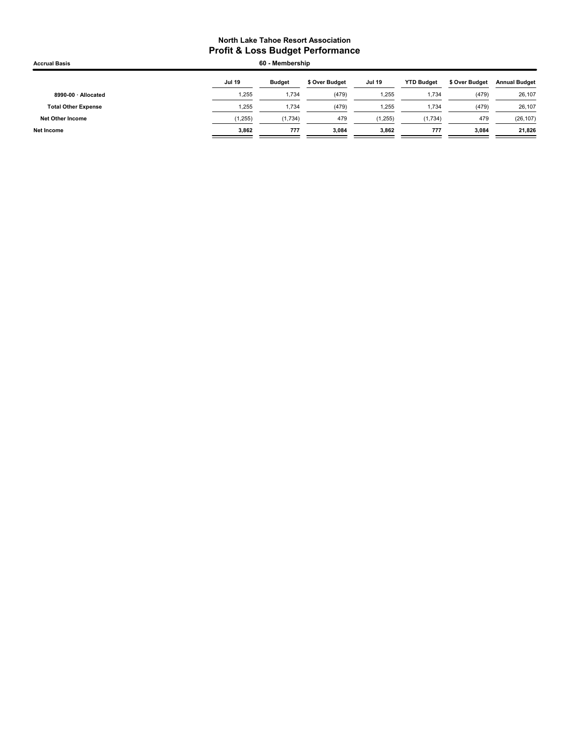**North Lake Tahoe Resort Association**

**Profit & Loss Budget Performance**

**Accrual Basis** — **60 - Membership**

| | Jul 19 | Budget | $ Over Budget | Jul 19 | YTD Budget | $ Over Budget | Annual Budget |
|---|---|---|---|---|---|---|---|
| 8990-00 · Allocated | 1,255 | 1,734 | (479) | 1,255 | 1,734 | (479) | 26,107 |
| **Total Other Expense** | 1,255 | 1,734 | (479) | 1,255 | 1,734 | (479) | 26,107 |
| **Net Other Income** | (1,255) | (1,734) | 479 | (1,255) | (1,734) | 479 | (26,107) |
| **Net Income** | **3,862** | **777** | **3,084** | **3,862** | **777** | **3,084** | **21,826** |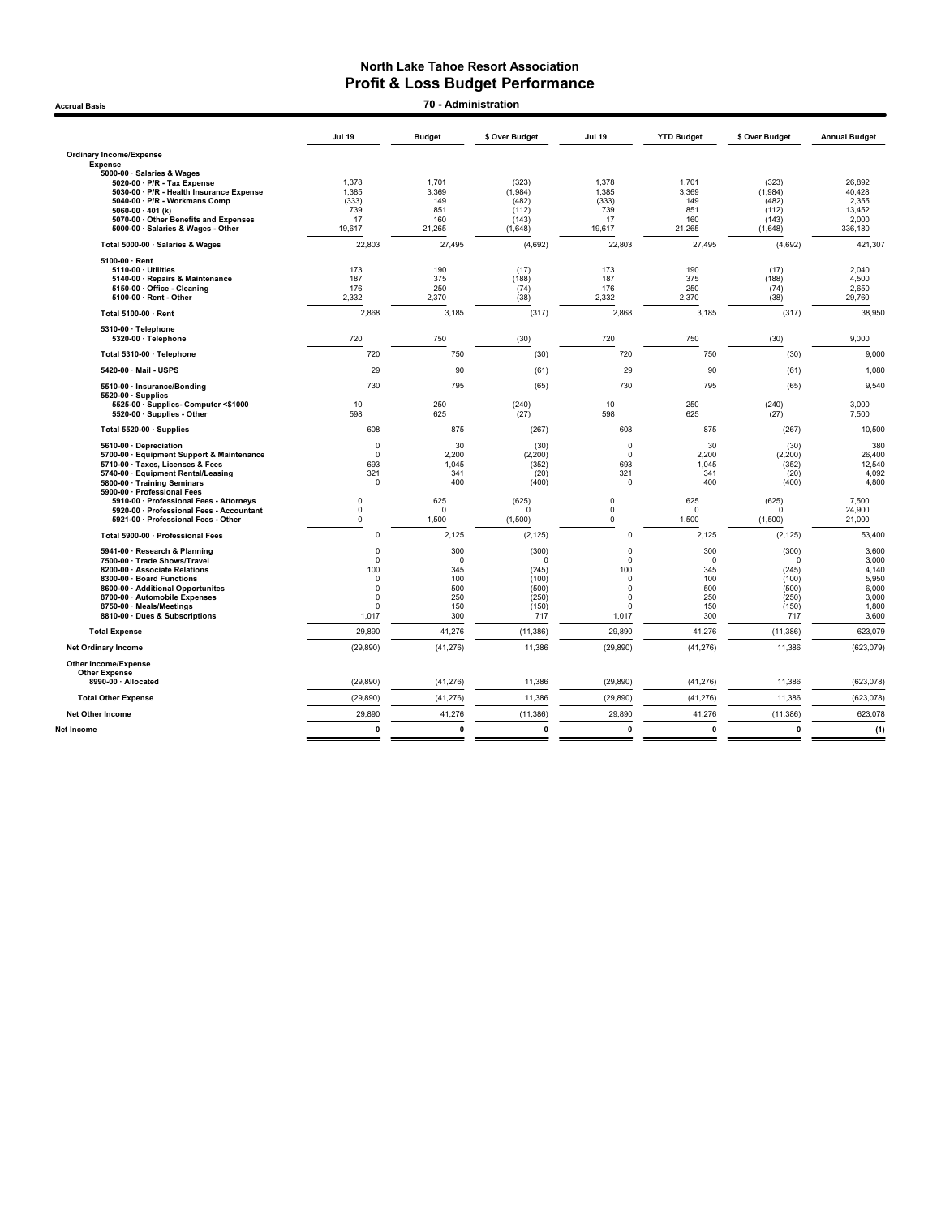# North Lake Tahoe Resort Association
## Profit & Loss Budget Performance

Accrual Basis

### 70 - Administration

| | Jul 19 | Budget | $ Over Budget | Jul 19 | YTD Budget | $ Over Budget | Annual Budget |
|---|---|---|---|---|---|---|---|
| **Ordinary Income/Expense** | | | | | | | |
| **Expense** | | | | | | | |
| **5000-00 · Salaries & Wages** | | | | | | | |
| 5020-00 · P/R - Tax Expense | 1,378 | 1,701 | (323) | 1,378 | 1,701 | (323) | 26,892 |
| 5030-00 · P/R - Health Insurance Expense | 1,385 | 3,369 | (1,984) | 1,385 | 3,369 | (1,984) | 40,428 |
| 5040-00 · P/R - Workmans Comp | (333) | 149 | (482) | (333) | 149 | (482) | 2,355 |
| 5060-00 · 401 (k) | 739 | 851 | (112) | 739 | 851 | (112) | 13,452 |
| 5070-00 · Other Benefits and Expenses | 17 | 160 | (143) | 17 | 160 | (143) | 2,000 |
| 5000-00 · Salaries & Wages - Other | 19,617 | 21,265 | (1,648) | 19,617 | 21,265 | (1,648) | 336,180 |
| **Total 5000-00 · Salaries & Wages** | 22,803 | 27,495 | (4,692) | 22,803 | 27,495 | (4,692) | 421,307 |
| **5100-00 · Rent** | | | | | | | |
| 5110-00 · Utilities | 173 | 190 | (17) | 173 | 190 | (17) | 2,040 |
| 5140-00 · Repairs & Maintenance | 187 | 375 | (188) | 187 | 375 | (188) | 4,500 |
| 5150-00 · Office - Cleaning | 176 | 250 | (74) | 176 | 250 | (74) | 2,650 |
| 5100-00 · Rent - Other | 2,332 | 2,370 | (38) | 2,332 | 2,370 | (38) | 29,760 |
| **Total 5100-00 · Rent** | 2,868 | 3,185 | (317) | 2,868 | 3,185 | (317) | 38,950 |
| **5310-00 · Telephone** | | | | | | | |
| 5320-00 · Telephone | 720 | 750 | (30) | 720 | 750 | (30) | 9,000 |
| **Total 5310-00 · Telephone** | 720 | 750 | (30) | 720 | 750 | (30) | 9,000 |
| **5420-00 · Mail - USPS** | 29 | 90 | (61) | 29 | 90 | (61) | 1,080 |
| **5510-00 · Insurance/Bonding** | 730 | 795 | (65) | 730 | 795 | (65) | 9,540 |
| **5520-00 · Supplies** | | | | | | | |
| 5525-00 · Supplies- Computer <$1000 | 10 | 250 | (240) | 10 | 250 | (240) | 3,000 |
| 5520-00 · Supplies - Other | 598 | 625 | (27) | 598 | 625 | (27) | 7,500 |
| **Total 5520-00 · Supplies** | 608 | 875 | (267) | 608 | 875 | (267) | 10,500 |
| **5610-00 · Depreciation** | 0 | 30 | (30) | 0 | 30 | (30) | 380 |
| **5700-00 · Equipment Support & Maintenance** | 0 | 2,200 | (2,200) | 0 | 2,200 | (2,200) | 26,400 |
| **5710-00 · Taxes, Licenses & Fees** | 693 | 1,045 | (352) | 693 | 1,045 | (352) | 12,540 |
| **5740-00 · Equipment Rental/Leasing** | 321 | 341 | (20) | 321 | 341 | (20) | 4,092 |
| **5800-00 · Training Seminars** | 0 | 400 | (400) | 0 | 400 | (400) | 4,800 |
| **5900-00 · Professional Fees** | | | | | | | |
| 5910-00 · Professional Fees - Attorneys | 0 | 625 | (625) | 0 | 625 | (625) | 7,500 |
| 5920-00 · Professional Fees - Accountant | 0 | 0 | 0 | 0 | 0 | 0 | 24,900 |
| 5921-00 · Professional Fees - Other | 0 | 1,500 | (1,500) | 0 | 1,500 | (1,500) | 21,000 |
| **Total 5900-00 · Professional Fees** | 0 | 2,125 | (2,125) | 0 | 2,125 | (2,125) | 53,400 |
| **5941-00 · Research & Planning** | 0 | 300 | (300) | 0 | 300 | (300) | 3,600 |
| **7500-00 · Trade Shows/Travel** | 0 | 0 | 0 | 0 | 0 | 0 | 3,000 |
| **8200-00 · Associate Relations** | 100 | 345 | (245) | 100 | 345 | (245) | 4,140 |
| **8300-00 · Board Functions** | 0 | 100 | (100) | 0 | 100 | (100) | 5,950 |
| **8600-00 · Additional Opportunites** | 0 | 500 | (500) | 0 | 500 | (500) | 6,000 |
| **8700-00 · Automobile Expenses** | 0 | 250 | (250) | 0 | 250 | (250) | 3,000 |
| **8750-00 · Meals/Meetings** | 0 | 150 | (150) | 0 | 150 | (150) | 1,800 |
| **8810-00 · Dues & Subscriptions** | 1,017 | 300 | 717 | 1,017 | 300 | 717 | 3,600 |
| **Total Expense** | 29,890 | 41,276 | (11,386) | 29,890 | 41,276 | (11,386) | 623,079 |
| **Net Ordinary Income** | (29,890) | (41,276) | 11,386 | (29,890) | (41,276) | 11,386 | (623,079) |
| **Other Income/Expense** | | | | | | | |
| **Other Expense** | | | | | | | |
| 8990-00 · Allocated | (29,890) | (41,276) | 11,386 | (29,890) | (41,276) | 11,386 | (623,078) |
| **Total Other Expense** | (29,890) | (41,276) | 11,386 | (29,890) | (41,276) | 11,386 | (623,078) |
| **Net Other Income** | 29,890 | 41,276 | (11,386) | 29,890 | 41,276 | (11,386) | 623,078 |
| **Net Income** | **0** | **0** | **0** | **0** | **0** | **0** | **(1)** |